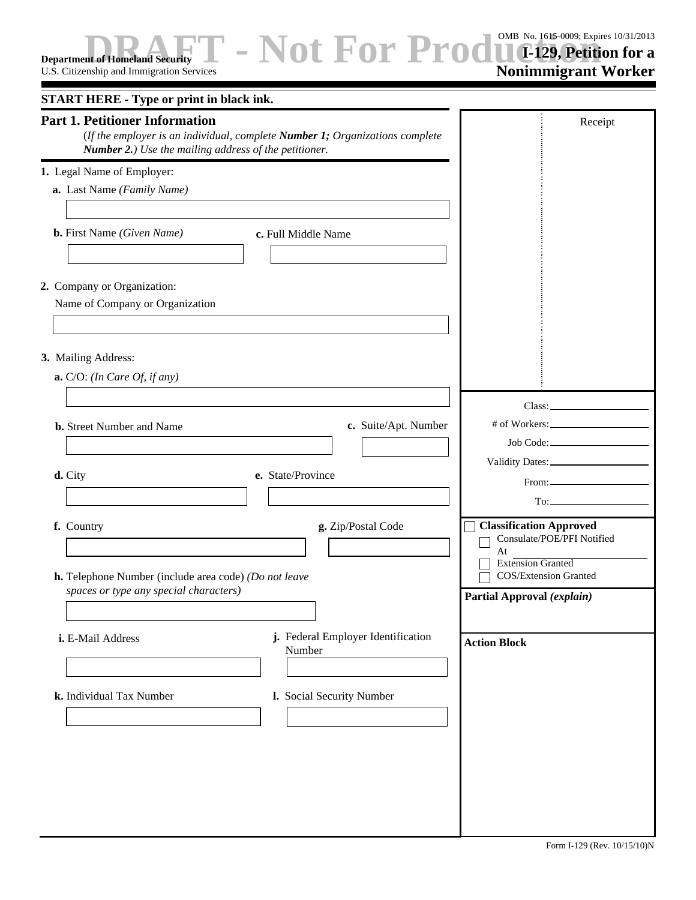Department of Homeland Security
U.S. Citizenship and Immigration Services

DRAFT - Not For Production

OMB No. 1615-0009; Expires 10/31/2013

# I-129, Petition for a Nonimmigrant Worker

**START HERE - Type or print in black ink.**

## Part 1. Petitioner Information

(*If the employer is an individual, complete **Number 1;** Organizations complete **Number 2.**) Use the mailing address of the petitioner.*

**1.** Legal Name of Employer:

**a.** Last Name *(Family Name)*

**b.** First Name *(Given Name)*

**c.** Full Middle Name

**2.** Company or Organization:

Name of Company or Organization

**3.** Mailing Address:

**a.** C/O: *(In Care Of, if any)*

**b.** Street Number and Name

**c.** Suite/Apt. Number

**d.** City

**e.** State/Province

**f.** Country

**g.** Zip/Postal Code

**h.** Telephone Number (include area code) *(Do not leave spaces or type any special characters)*

**i.** E-Mail Address

**j.** Federal Employer Identification Number

**k.** Individual Tax Number

**l.** Social Security Number

---

Receipt

Class:

# of Workers:

Job Code:

Validity Dates:

From:

To:

☐ **Classification Approved**

☐ Consulate/POE/PFI Notified

At

☐ Extension Granted

☐ COS/Extension Granted

**Partial Approval** ***(explain)***

**Action Block**

Form I-129 (Rev. 10/15/10)N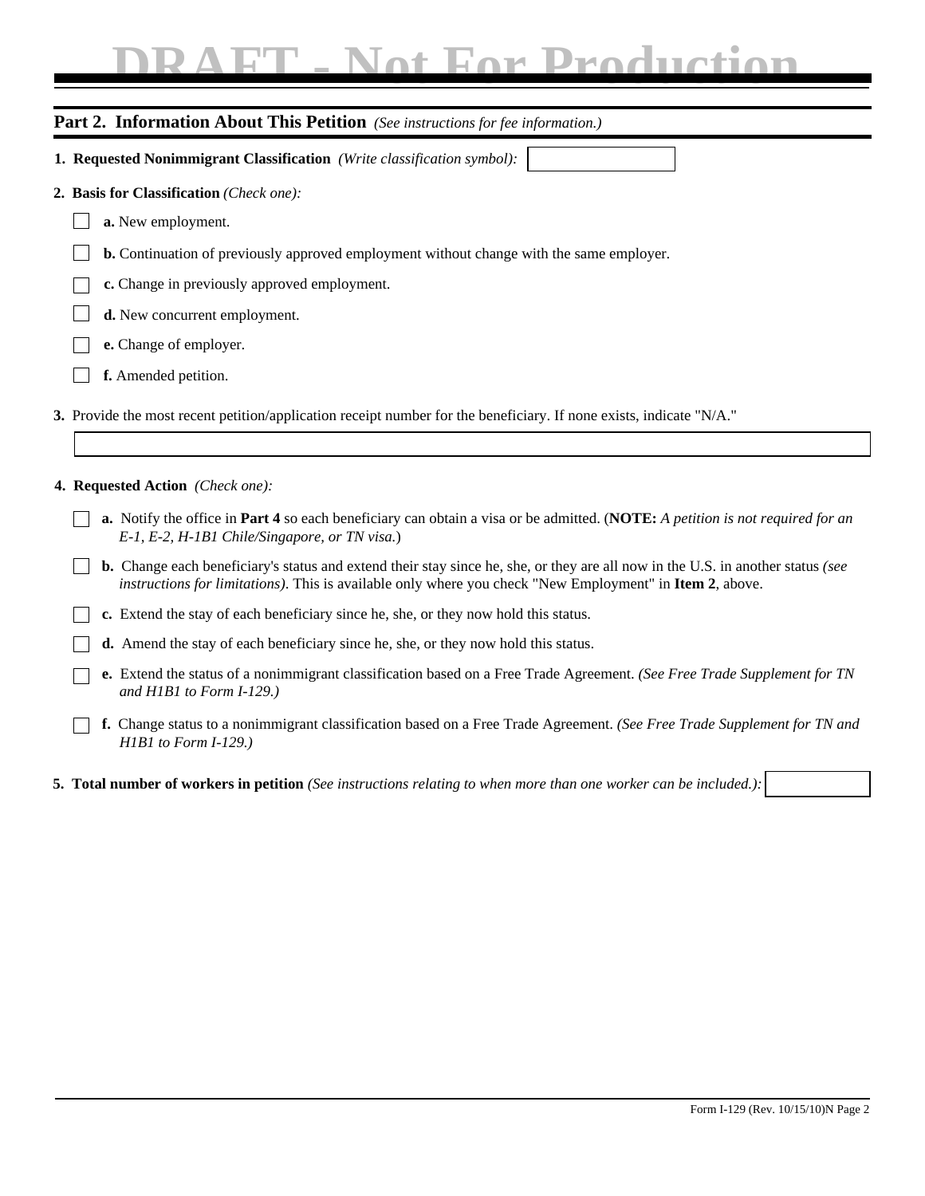DRAFT - Not For Production

## Part 2. Information About This Petition *(See instructions for fee information.)*

**1. Requested Nonimmigrant Classification** *(Write classification symbol):*

**2. Basis for Classification** *(Check one):*

- ☐ **a.** New employment.
- ☐ **b.** Continuation of previously approved employment without change with the same employer.
- ☐ **c.** Change in previously approved employment.
- ☐ **d.** New concurrent employment.
- ☐ **e.** Change of employer.
- ☐ **f.** Amended petition.

**3.** Provide the most recent petition/application receipt number for the beneficiary. If none exists, indicate "N/A."

**4. Requested Action** *(Check one):*

- ☐ **a.** Notify the office in **Part 4** so each beneficiary can obtain a visa or be admitted. (**NOTE:** *A petition is not required for an E-1, E-2, H-1B1 Chile/Singapore, or TN visa.*)
- ☐ **b.** Change each beneficiary's status and extend their stay since he, she, or they are all now in the U.S. in another status *(see instructions for limitations)*. This is available only where you check "New Employment" in **Item 2**, above.
- ☐ **c.** Extend the stay of each beneficiary since he, she, or they now hold this status.
- ☐ **d.** Amend the stay of each beneficiary since he, she, or they now hold this status.
- ☐ **e.** Extend the status of a nonimmigrant classification based on a Free Trade Agreement. *(See Free Trade Supplement for TN and H1B1 to Form I-129.)*
- ☐ **f.** Change status to a nonimmigrant classification based on a Free Trade Agreement. *(See Free Trade Supplement for TN and H1B1 to Form I-129.)*

**5. Total number of workers in petition** *(See instructions relating to when more than one worker can be included.):*

Form I-129 (Rev. 10/15/10)N Page 2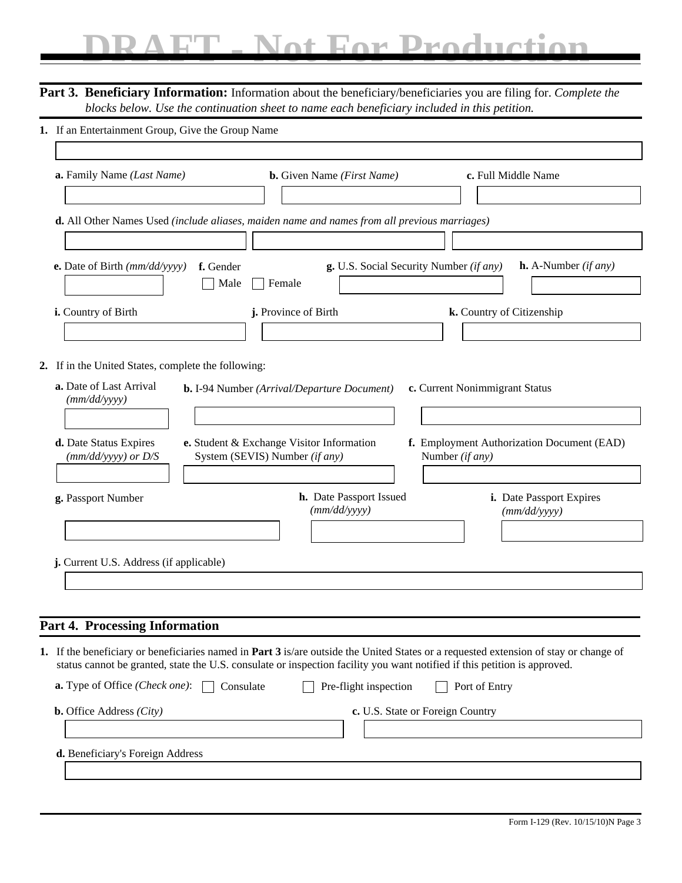# DRAFT - Not For Production

## Part 3. Beneficiary Information: 
Information about the beneficiary/beneficiaries you are filing for. *Complete the blocks below. Use the continuation sheet to name each beneficiary included in this petition.*

**1.** If an Entertainment Group, Give the Group Name

**a.** Family Name *(Last Name)*

**b.** Given Name *(First Name)*

**c.** Full Middle Name

**d.** All Other Names Used *(include aliases, maiden name and names from all previous marriages)*

**e.** Date of Birth *(mm/dd/yyyy)*

**f.** Gender
☐ Male ☐ Female

**g.** U.S. Social Security Number *(if any)*

**h.** A-Number *(if any)*

**i.** Country of Birth

**j.** Province of Birth

**k.** Country of Citizenship

**2.** If in the United States, complete the following:

**a.** Date of Last Arrival *(mm/dd/yyyy)*

**b.** I-94 Number *(Arrival/Departure Document)*

**c.** Current Nonimmigrant Status

**d.** Date Status Expires *(mm/dd/yyyy) or D/S*

**e.** Student & Exchange Visitor Information System (SEVIS) Number *(if any)*

**f.** Employment Authorization Document (EAD) Number *(if any)*

**g.** Passport Number

**h.** Date Passport Issued *(mm/dd/yyyy)*

**i.** Date Passport Expires *(mm/dd/yyyy)*

**j.** Current U.S. Address (if applicable)

## Part 4. Processing Information

**1.** If the beneficiary or beneficiaries named in **Part 3** is/are outside the United States or a requested extension of stay or change of status cannot be granted, state the U.S. consulate or inspection facility you want notified if this petition is approved.

**a.** Type of Office *(Check one)*: ☐ Consulate ☐ Pre-flight inspection ☐ Port of Entry

**b.** Office Address *(City)*

**c.** U.S. State or Foreign Country

**d.** Beneficiary's Foreign Address

Form I-129 (Rev. 10/15/10)N Page 3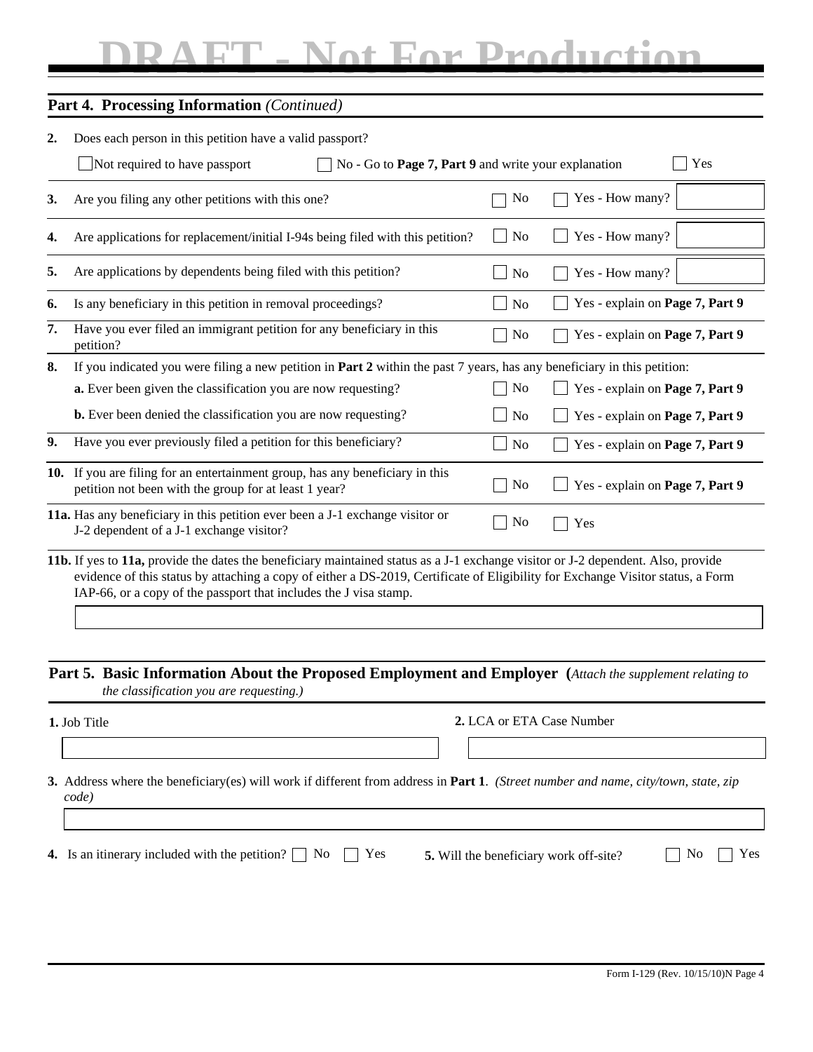# DRAFT - Not For Production

## Part 4. Processing Information *(Continued)*

**2.** Does each person in this petition have a valid passport?

☐ Not required to have passport ☐ No - Go to **Page 7, Part 9** and write your explanation ☐ Yes

**3.** Are you filing any other petitions with this one? ☐ No ☐ Yes - How many? ______

**4.** Are applications for replacement/initial I-94s being filed with this petition? ☐ No ☐ Yes - How many? ______

**5.** Are applications by dependents being filed with this petition? ☐ No ☐ Yes - How many? ______

**6.** Is any beneficiary in this petition in removal proceedings? ☐ No ☐ Yes - explain on **Page 7, Part 9**

**7.** Have you ever filed an immigrant petition for any beneficiary in this petition? ☐ No ☐ Yes - explain on **Page 7, Part 9**

**8.** If you indicated you were filing a new petition in **Part 2** within the past 7 years, has any beneficiary in this petition:

**a.** Ever been given the classification you are now requesting? ☐ No ☐ Yes - explain on **Page 7, Part 9**

**b.** Ever been denied the classification you are now requesting? ☐ No ☐ Yes - explain on **Page 7, Part 9**

**9.** Have you ever previously filed a petition for this beneficiary? ☐ No ☐ Yes - explain on **Page 7, Part 9**

**10.** If you are filing for an entertainment group, has any beneficiary in this petition not been with the group for at least 1 year? ☐ No ☐ Yes - explain on **Page 7, Part 9**

**11a.** Has any beneficiary in this petition ever been a J-1 exchange visitor or J-2 dependent of a J-1 exchange visitor? ☐ No ☐ Yes

**11b.** If yes to **11a,** provide the dates the beneficiary maintained status as a J-1 exchange visitor or J-2 dependent. Also, provide evidence of this status by attaching a copy of either a DS-2019, Certificate of Eligibility for Exchange Visitor status, a Form IAP-66, or a copy of the passport that includes the J visa stamp.

______

## Part 5. Basic Information About the Proposed Employment and Employer (*Attach the supplement relating to the classification you are requesting.)*

**1.** Job Title ______

**2.** LCA or ETA Case Number ______

**3.** Address where the beneficiary(es) will work if different from address in **Part 1**. *(Street number and name, city/town, state, zip code)*

______

**4.** Is an itinerary included with the petition? ☐ No ☐ Yes

**5.** Will the beneficiary work off-site? ☐ No ☐ Yes

Form I-129 (Rev. 10/15/10)N Page 4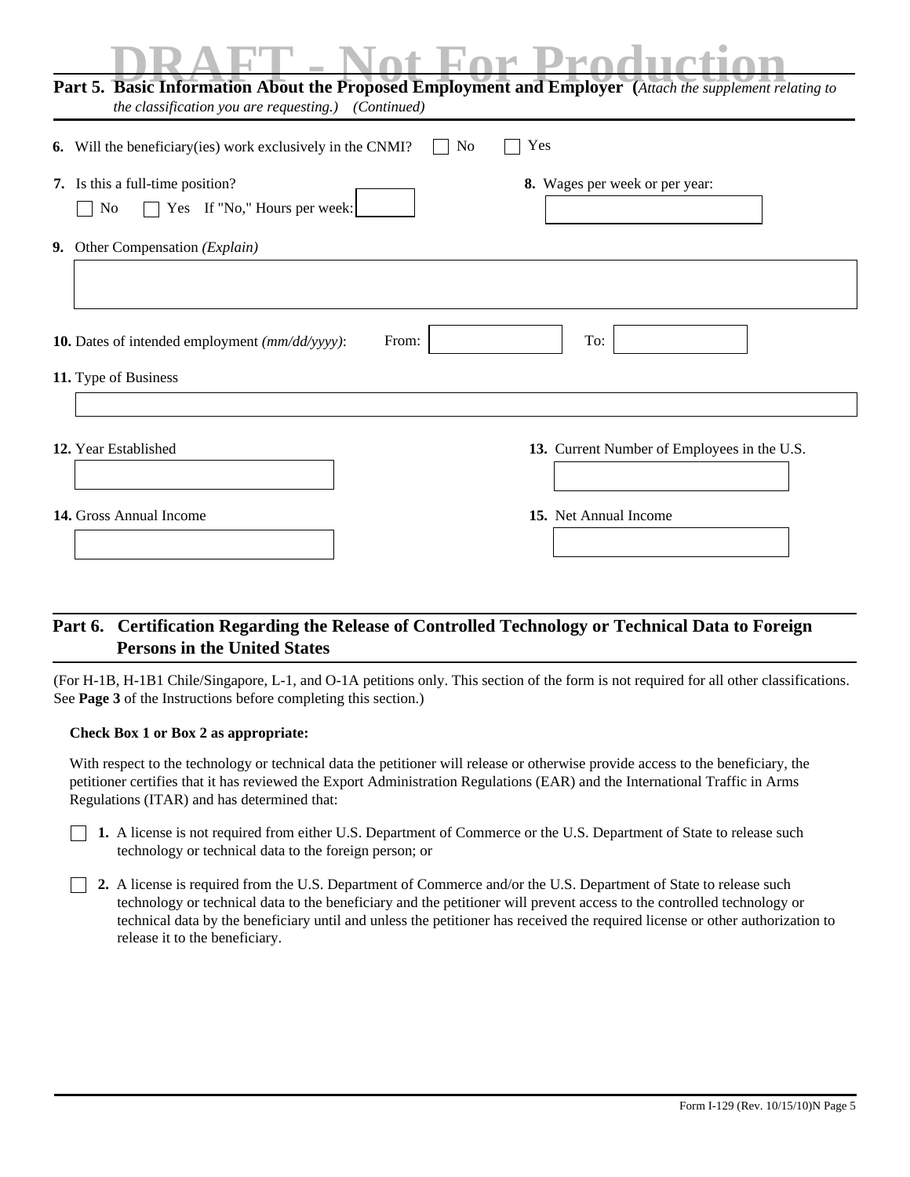DRAFT - Not For Production

## Part 5. Basic Information About the Proposed Employment and Employer (*Attach the supplement relating to the classification you are requesting.*) *(Continued)*

**6.** Will the beneficiary(ies) work exclusively in the CNMI? ☐ No ☐ Yes

**7.** Is this a full-time position?
☐ No ☐ Yes If "No," Hours per week: ______

**8.** Wages per week or per year: ______

**9.** Other Compensation *(Explain)*

______

**10.** Dates of intended employment *(mm/dd/yyyy)*: From: ______ To: ______

**11.** Type of Business

______

**12.** Year Established ______

**13.** Current Number of Employees in the U.S. ______

**14.** Gross Annual Income ______

**15.** Net Annual Income ______

## Part 6. Certification Regarding the Release of Controlled Technology or Technical Data to Foreign Persons in the United States

(For H-1B, H-1B1 Chile/Singapore, L-1, and O-1A petitions only. This section of the form is not required for all other classifications. See **Page 3** of the Instructions before completing this section.)

**Check Box 1 or Box 2 as appropriate:**

With respect to the technology or technical data the petitioner will release or otherwise provide access to the beneficiary, the petitioner certifies that it has reviewed the Export Administration Regulations (EAR) and the International Traffic in Arms Regulations (ITAR) and has determined that:

☐ **1.** A license is not required from either U.S. Department of Commerce or the U.S. Department of State to release such technology or technical data to the foreign person; or

☐ **2.** A license is required from the U.S. Department of Commerce and/or the U.S. Department of State to release such technology or technical data to the beneficiary and the petitioner will prevent access to the controlled technology or technical data by the beneficiary until and unless the petitioner has received the required license or other authorization to release it to the beneficiary.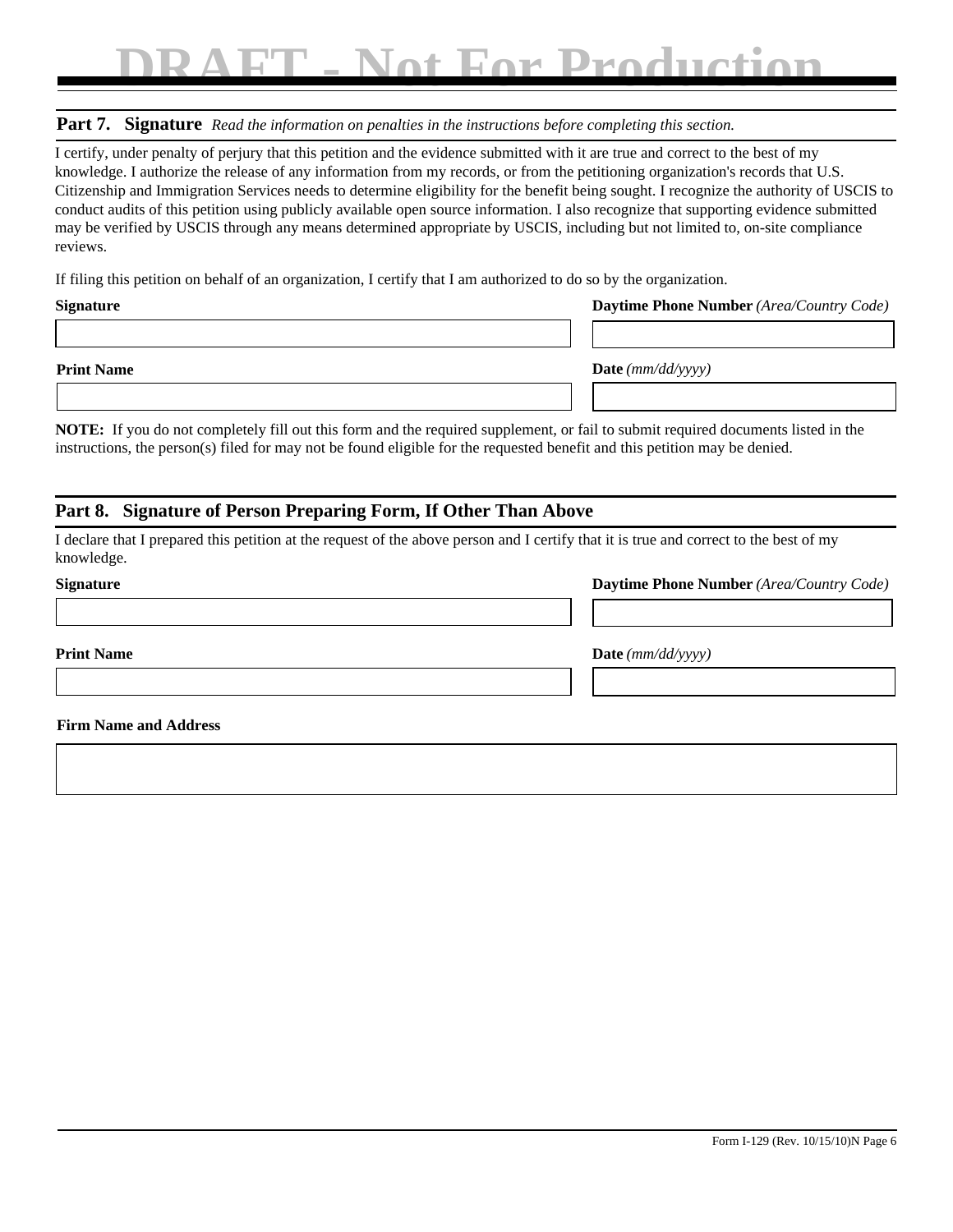# DRAFT - Not For Production

## Part 7. Signature *Read the information on penalties in the instructions before completing this section.*

I certify, under penalty of perjury that this petition and the evidence submitted with it are true and correct to the best of my knowledge. I authorize the release of any information from my records, or from the petitioning organization's records that U.S. Citizenship and Immigration Services needs to determine eligibility for the benefit being sought. I recognize the authority of USCIS to conduct audits of this petition using publicly available open source information. I also recognize that supporting evidence submitted may be verified by USCIS through any means determined appropriate by USCIS, including but not limited to, on-site compliance reviews.

If filing this petition on behalf of an organization, I certify that I am authorized to do so by the organization.

**Signature**

**Daytime Phone Number** *(Area/Country Code)*

**Print Name**

**Date** *(mm/dd/yyyy)*

**NOTE:** If you do not completely fill out this form and the required supplement, or fail to submit required documents listed in the instructions, the person(s) filed for may not be found eligible for the requested benefit and this petition may be denied.

## Part 8. Signature of Person Preparing Form, If Other Than Above

I declare that I prepared this petition at the request of the above person and I certify that it is true and correct to the best of my knowledge.

**Signature**

**Daytime Phone Number** *(Area/Country Code)*

**Print Name**

**Date** *(mm/dd/yyyy)*

**Firm Name and Address**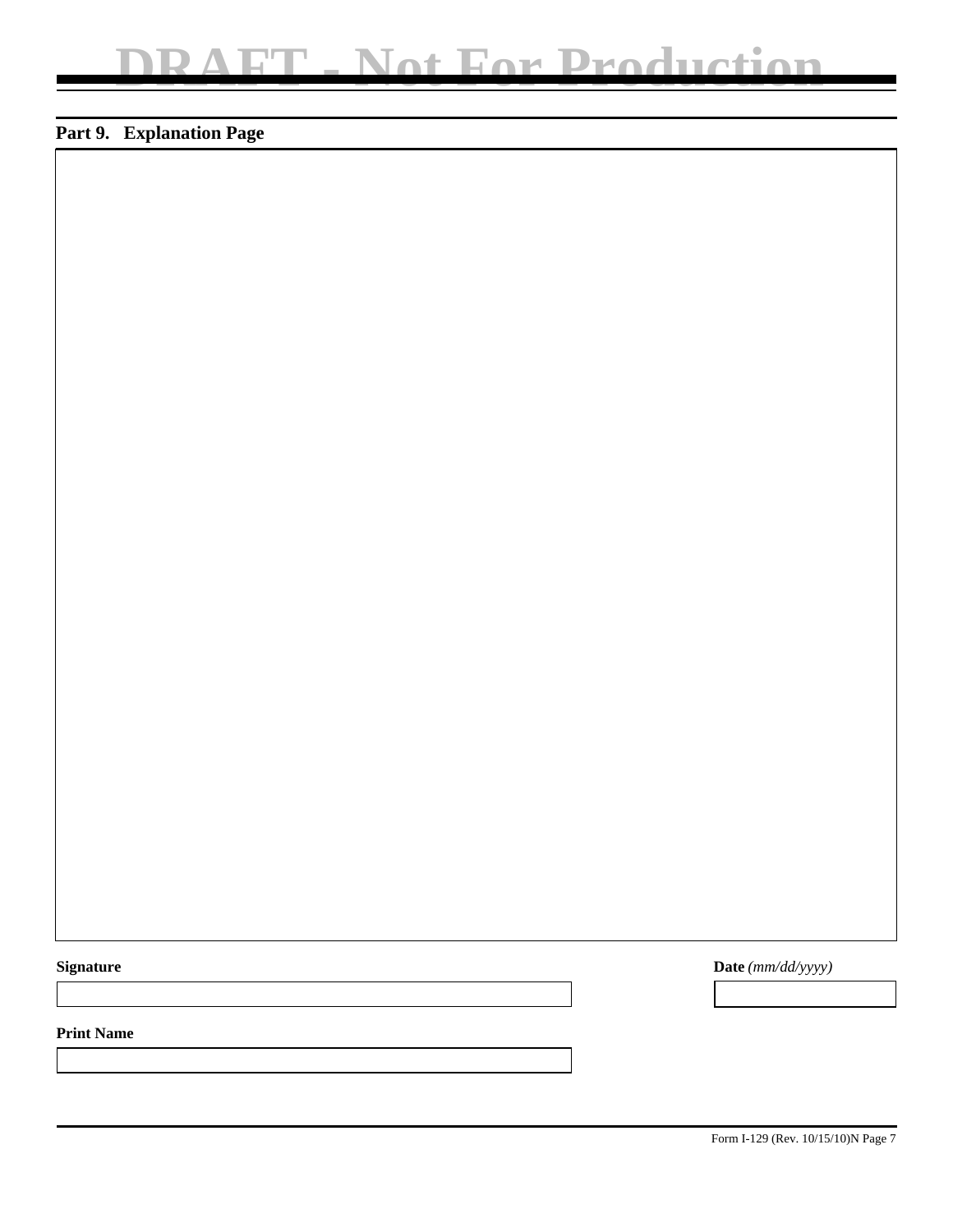# DRAFT - Not For Production

## Part 9. Explanation Page

**Signature**

**Date** *(mm/dd/yyyy)*

**Print Name**

Form I-129 (Rev. 10/15/10)N Page 7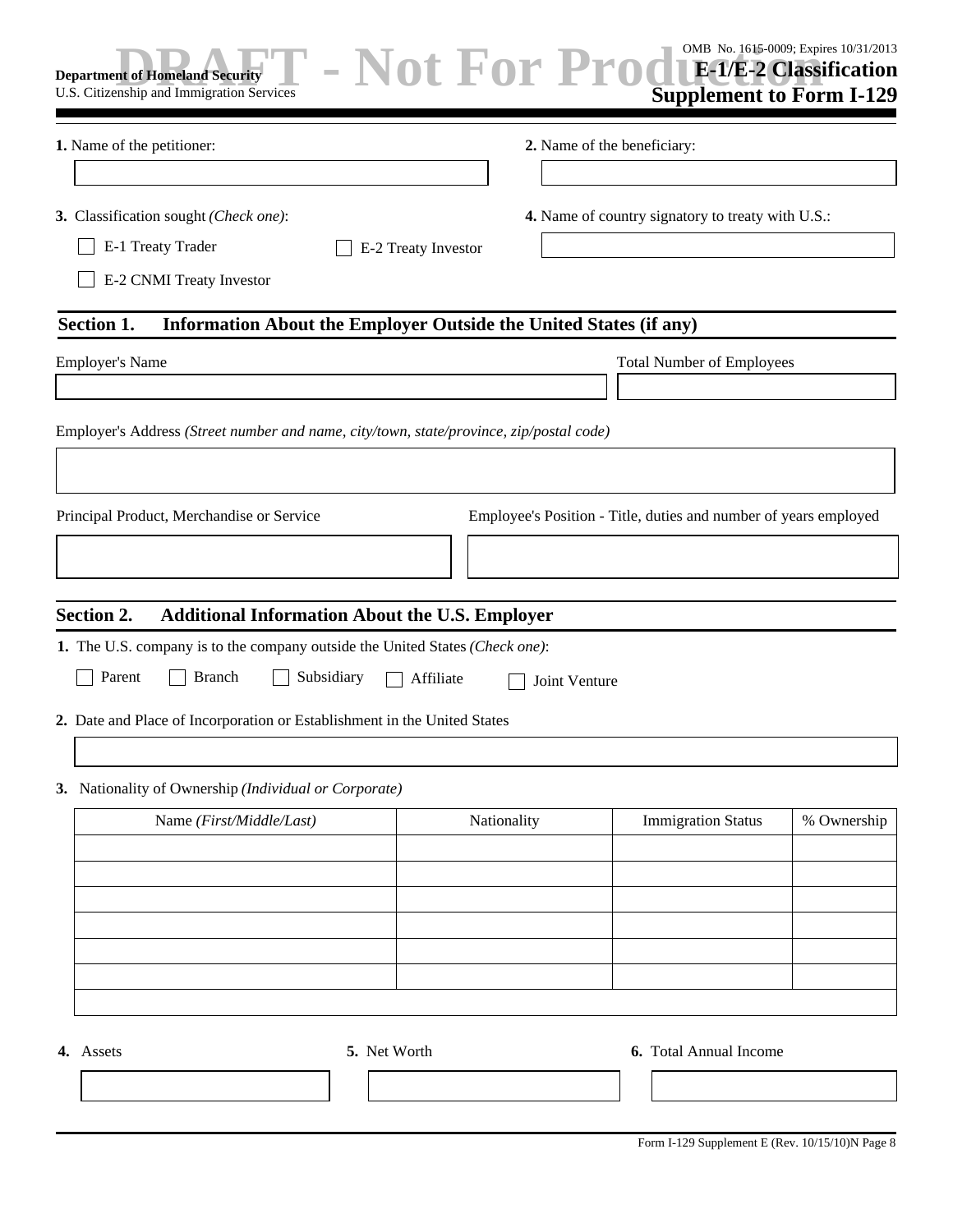Department of Homeland Security
U.S. Citizenship and Immigration Services

DRAFT - Not For Production

OMB No. 1615-0009; Expires 10/31/2013

# E-1/E-2 Classification Supplement to Form I-129

**1.** Name of the petitioner:

**2.** Name of the beneficiary:

**3.** Classification sought *(Check one)*:

☐ E-1 Treaty Trader ☐ E-2 Treaty Investor

☐ E-2 CNMI Treaty Investor

**4.** Name of country signatory to treaty with U.S.:

## Section 1. Information About the Employer Outside the United States (if any)

Employer's Name

Total Number of Employees

Employer's Address *(Street number and name, city/town, state/province, zip/postal code)*

Principal Product, Merchandise or Service

Employee's Position - Title, duties and number of years employed

## Section 2. Additional Information About the U.S. Employer

**1.** The U.S. company is to the company outside the United States *(Check one)*:

☐ Parent ☐ Branch ☐ Subsidiary ☐ Affiliate ☐ Joint Venture

**2.** Date and Place of Incorporation or Establishment in the United States

**3.** Nationality of Ownership *(Individual or Corporate)*

| Name *(First/Middle/Last)* | Nationality | Immigration Status | % Ownership |
|---|---|---|---|
| | | | |
| | | | |
| | | | |
| | | | |
| | | | |
| | | | |
| | | | |

**4.** Assets

**5.** Net Worth

**6.** Total Annual Income

Form I-129 Supplement E (Rev. 10/15/10)N Page 8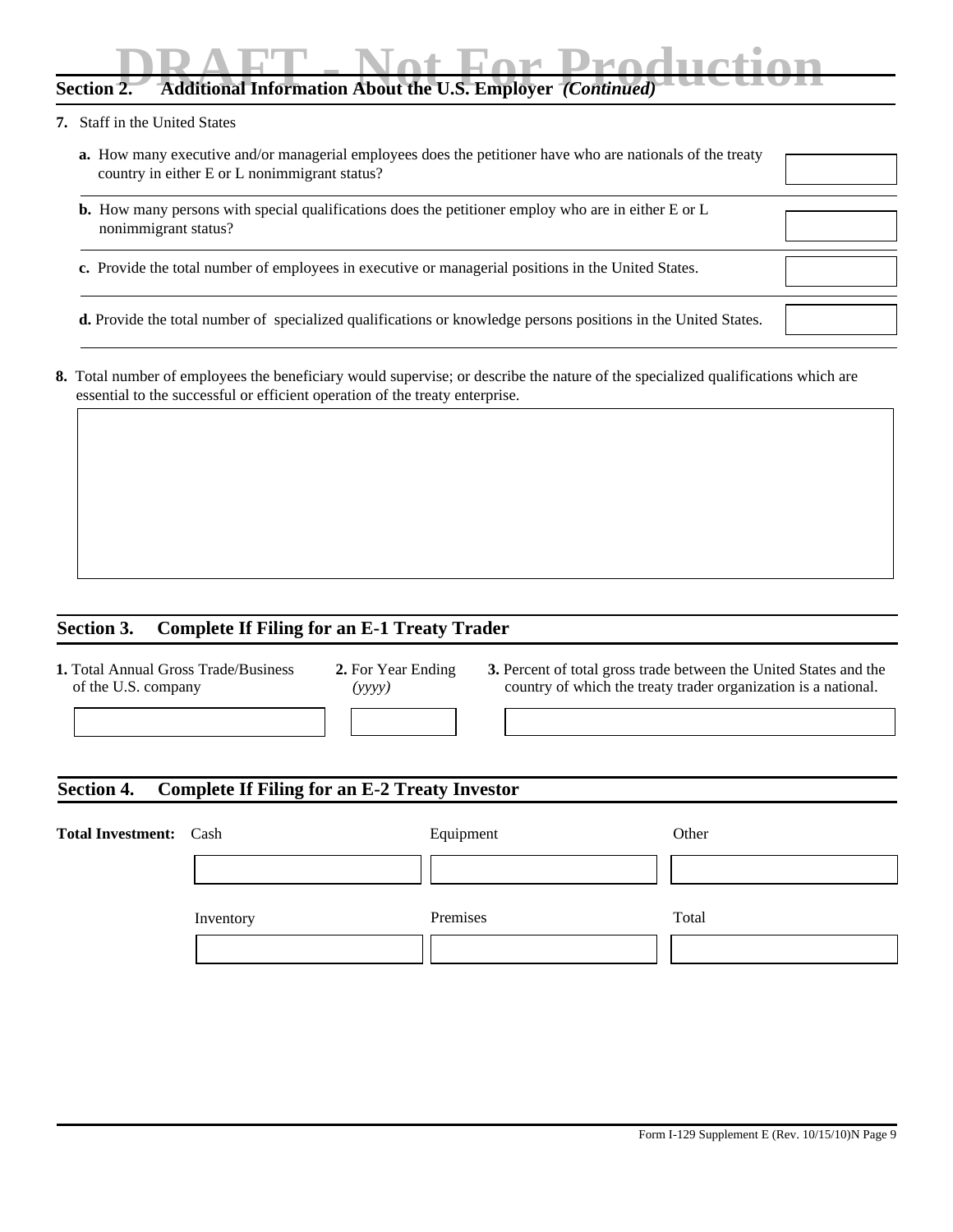DRAFT - Not For Production

## Section 2. Additional Information About the U.S. Employer *(Continued)*

**7.** Staff in the United States

**a.** How many executive and/or managerial employees does the petitioner have who are nationals of the treaty country in either E or L nonimmigrant status?

**b.** How many persons with special qualifications does the petitioner employ who are in either E or L nonimmigrant status?

**c.** Provide the total number of employees in executive or managerial positions in the United States.

**d.** Provide the total number of specialized qualifications or knowledge persons positions in the United States.

**8.** Total number of employees the beneficiary would supervise; or describe the nature of the specialized qualifications which are essential to the successful or efficient operation of the treaty enterprise.

## Section 3. Complete If Filing for an E-1 Treaty Trader

| **1.** Total Annual Gross Trade/Business of the U.S. company | **2.** For Year Ending *(yyyy)* | **3.** Percent of total gross trade between the United States and the country of which the treaty trader organization is a national. |
|---|---|---|
| | | |

## Section 4. Complete If Filing for an E-2 Treaty Investor

**Total Investment:**

| Cash | Equipment | Other |
|---|---|---|
| | | |
| **Inventory** | **Premises** | **Total** |
| | | |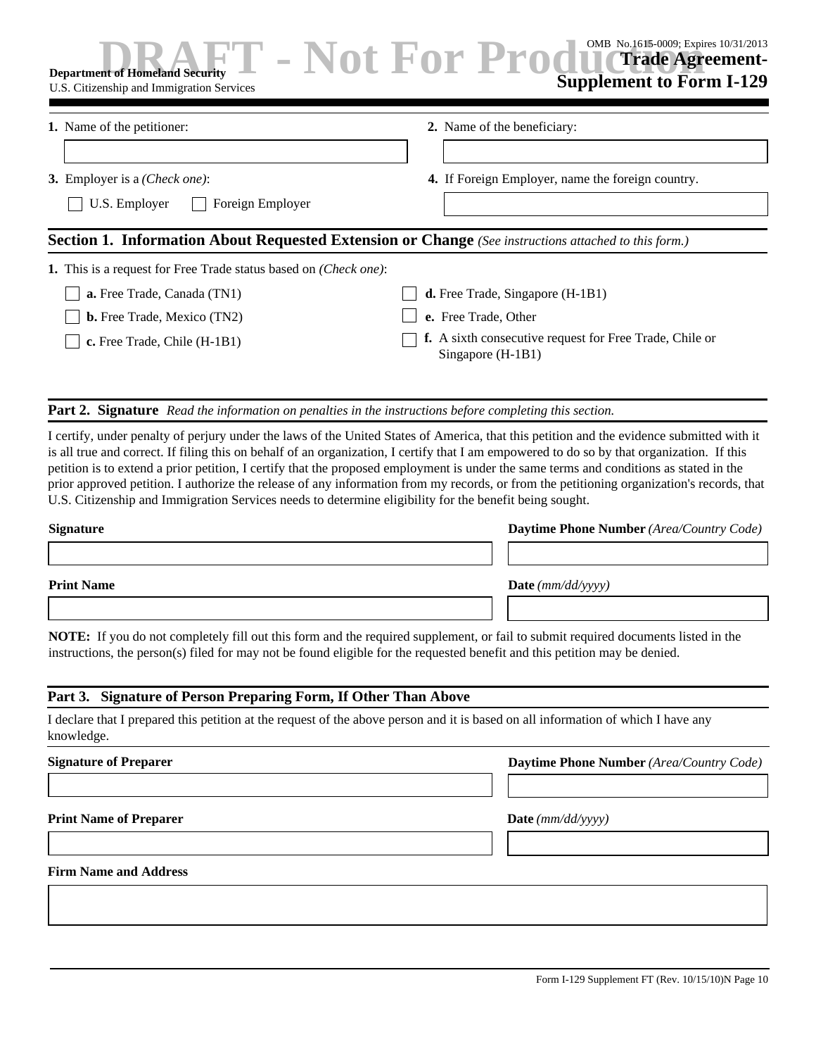DRAFT - Not For Production

OMB No.1615-0009; Expires 10/31/2013

**Department of Homeland Security**
U.S. Citizenship and Immigration Services

# Trade Agreement- Supplement to Form I-129

**1.** Name of the petitioner:

**2.** Name of the beneficiary:

**3.** Employer is a *(Check one)*:

☐ U.S. Employer ☐ Foreign Employer

**4.** If Foreign Employer, name the foreign country.

## Section 1. Information About Requested Extension or Change *(See instructions attached to this form.)*

**1.** This is a request for Free Trade status based on *(Check one)*:

☐ **a.** Free Trade, Canada (TN1)

☐ **b.** Free Trade, Mexico (TN2)

☐ **c.** Free Trade, Chile (H-1B1)

☐ **d.** Free Trade, Singapore (H-1B1)

☐ **e.** Free Trade, Other

☐ **f.** A sixth consecutive request for Free Trade, Chile or Singapore (H-1B1)

## Part 2. Signature *Read the information on penalties in the instructions before completing this section.*

I certify, under penalty of perjury under the laws of the United States of America, that this petition and the evidence submitted with it is all true and correct. If filing this on behalf of an organization, I certify that I am empowered to do so by that organization. If this petition is to extend a prior petition, I certify that the proposed employment is under the same terms and conditions as stated in the prior approved petition. I authorize the release of any information from my records, or from the petitioning organization's records, that U.S. Citizenship and Immigration Services needs to determine eligibility for the benefit being sought.

**Signature**

**Daytime Phone Number** *(Area/Country Code)*

**Print Name**

**Date** *(mm/dd/yyyy)*

**NOTE:** If you do not completely fill out this form and the required supplement, or fail to submit required documents listed in the instructions, the person(s) filed for may not be found eligible for the requested benefit and this petition may be denied.

## Part 3. Signature of Person Preparing Form, If Other Than Above

I declare that I prepared this petition at the request of the above person and it is based on all information of which I have any knowledge.

**Signature of Preparer**

**Daytime Phone Number** *(Area/Country Code)*

**Print Name of Preparer**

**Date** *(mm/dd/yyyy)*

**Firm Name and Address**

Form I-129 Supplement FT (Rev. 10/15/10)N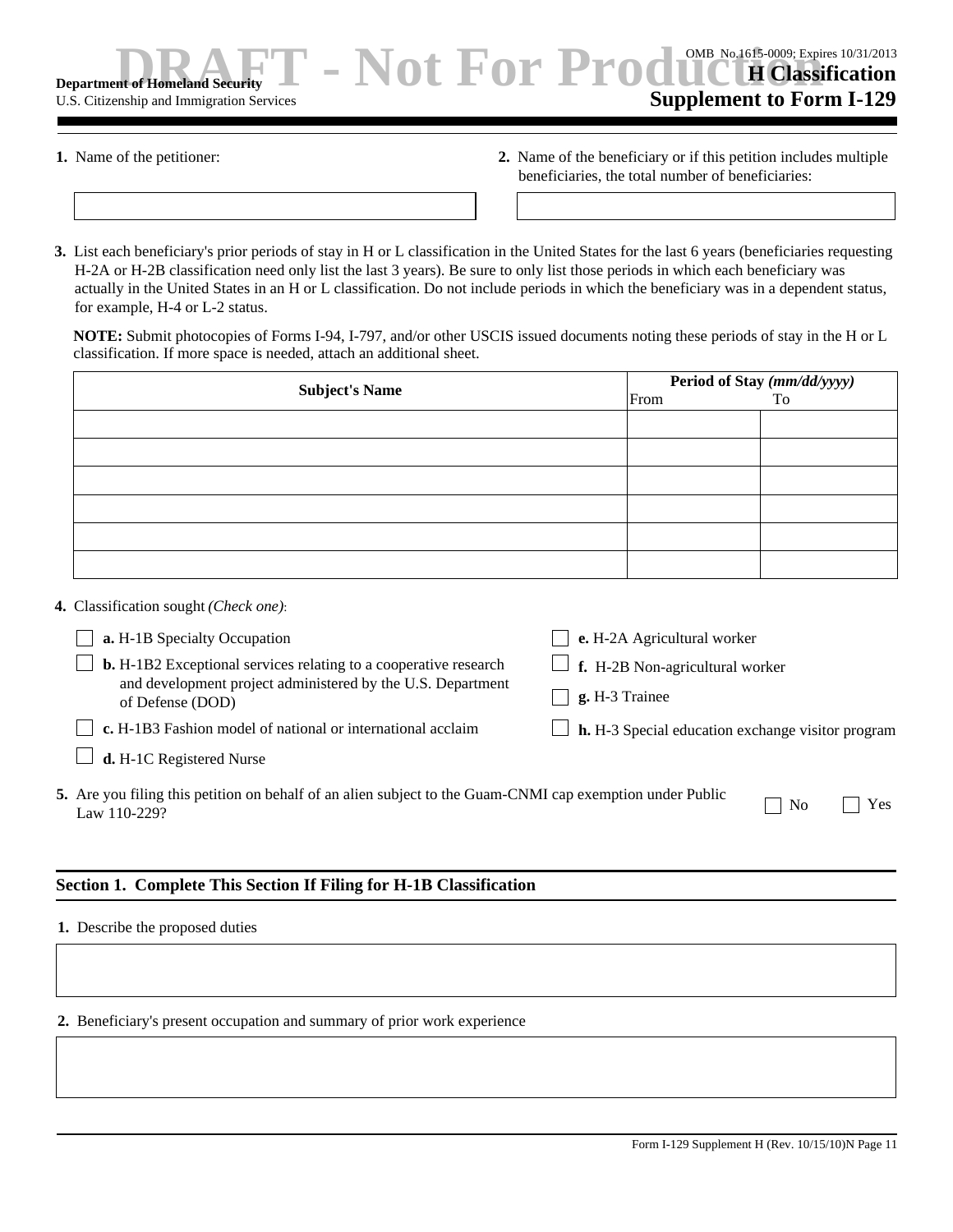Department of Homeland Security
U.S. Citizenship and Immigration Services

DRAFT - Not For Production

OMB No.1615-0009; Expires 10/31/2013

# H Classification Supplement to Form I-129

**1.** Name of the petitioner:

**2.** Name of the beneficiary or if this petition includes multiple beneficiaries, the total number of beneficiaries:

**3.** List each beneficiary's prior periods of stay in H or L classification in the United States for the last 6 years (beneficiaries requesting H-2A or H-2B classification need only list the last 3 years). Be sure to only list those periods in which each beneficiary was actually in the United States in an H or L classification. Do not include periods in which the beneficiary was in a dependent status, for example, H-4 or L-2 status.

**NOTE:** Submit photocopies of Forms I-94, I-797, and/or other USCIS issued documents noting these periods of stay in the H or L classification. If more space is needed, attach an additional sheet.

| Subject's Name | Period of Stay *(mm/dd/yyyy)* | |
|---|---|---|
| | From | To |
| | | |
| | | |
| | | |
| | | |
| | | |
| | | |

**4.** Classification sought *(Check one)*:

- ☐ **a.** H-1B Specialty Occupation
- ☐ **b.** H-1B2 Exceptional services relating to a cooperative research and development project administered by the U.S. Department of Defense (DOD)
- ☐ **c.** H-1B3 Fashion model of national or international acclaim
- ☐ **d.** H-1C Registered Nurse
- ☐ **e.** H-2A Agricultural worker
- ☐ **f.** H-2B Non-agricultural worker
- ☐ **g.** H-3 Trainee
- ☐ **h.** H-3 Special education exchange visitor program

**5.** Are you filing this petition on behalf of an alien subject to the Guam-CNMI cap exemption under Public Law 110-229? ☐ No ☐ Yes

## Section 1. Complete This Section If Filing for H-1B Classification

**1.** Describe the proposed duties

**2.** Beneficiary's present occupation and summary of prior work experience

Form I-129 Supplement H (Rev. 10/15/10)N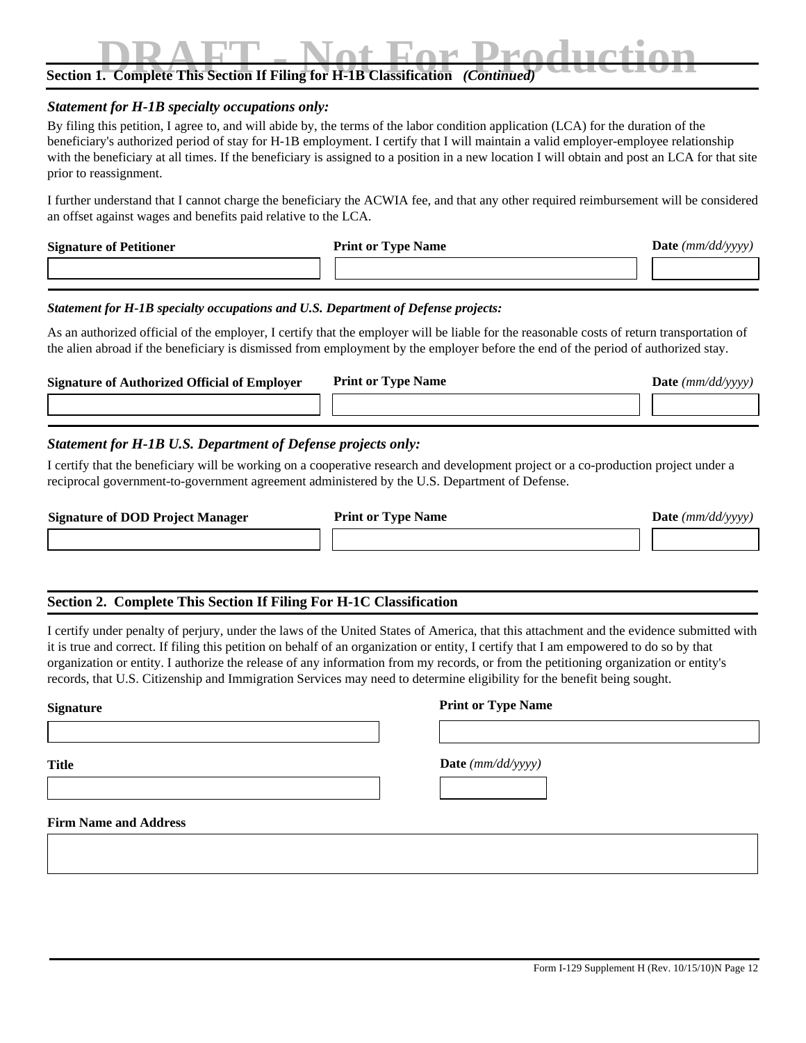DRAFT - Not For Production

## Section 1. Complete This Section If Filing for H-1B Classification *(Continued)*

***Statement for H-1B specialty occupations only:***

By filing this petition, I agree to, and will abide by, the terms of the labor condition application (LCA) for the duration of the beneficiary's authorized period of stay for H-1B employment. I certify that I will maintain a valid employer-employee relationship with the beneficiary at all times. If the beneficiary is assigned to a position in a new location I will obtain and post an LCA for that site prior to reassignment.

I further understand that I cannot charge the beneficiary the ACWIA fee, and that any other required reimbursement will be considered an offset against wages and benefits paid relative to the LCA.

| **Signature of Petitioner** | **Print or Type Name** | **Date** *(mm/dd/yyyy)* |
|---|---|---|
| | | |

***Statement for H-1B specialty occupations and U.S. Department of Defense projects:***

As an authorized official of the employer, I certify that the employer will be liable for the reasonable costs of return transportation of the alien abroad if the beneficiary is dismissed from employment by the employer before the end of the period of authorized stay.

| **Signature of Authorized Official of Employer** | **Print or Type Name** | **Date** *(mm/dd/yyyy)* |
|---|---|---|
| | | |

***Statement for H-1B U.S. Department of Defense projects only:***

I certify that the beneficiary will be working on a cooperative research and development project or a co-production project under a reciprocal government-to-government agreement administered by the U.S. Department of Defense.

| **Signature of DOD Project Manager** | **Print or Type Name** | **Date** *(mm/dd/yyyy)* |
|---|---|---|
| | | |

## Section 2. Complete This Section If Filing For H-1C Classification

I certify under penalty of perjury, under the laws of the United States of America, that this attachment and the evidence submitted with it is true and correct. If filing this petition on behalf of an organization or entity, I certify that I am empowered to do so by that organization or entity. I authorize the release of any information from my records, or from the petitioning organization or entity's records, that U.S. Citizenship and Immigration Services may need to determine eligibility for the benefit being sought.

| **Signature** | **Print or Type Name** |
|---|---|
| | |

| **Title** | **Date** *(mm/dd/yyyy)* |
|---|---|
| | |

**Firm Name and Address**

Form I-129 Supplement H (Rev. 10/15/10)N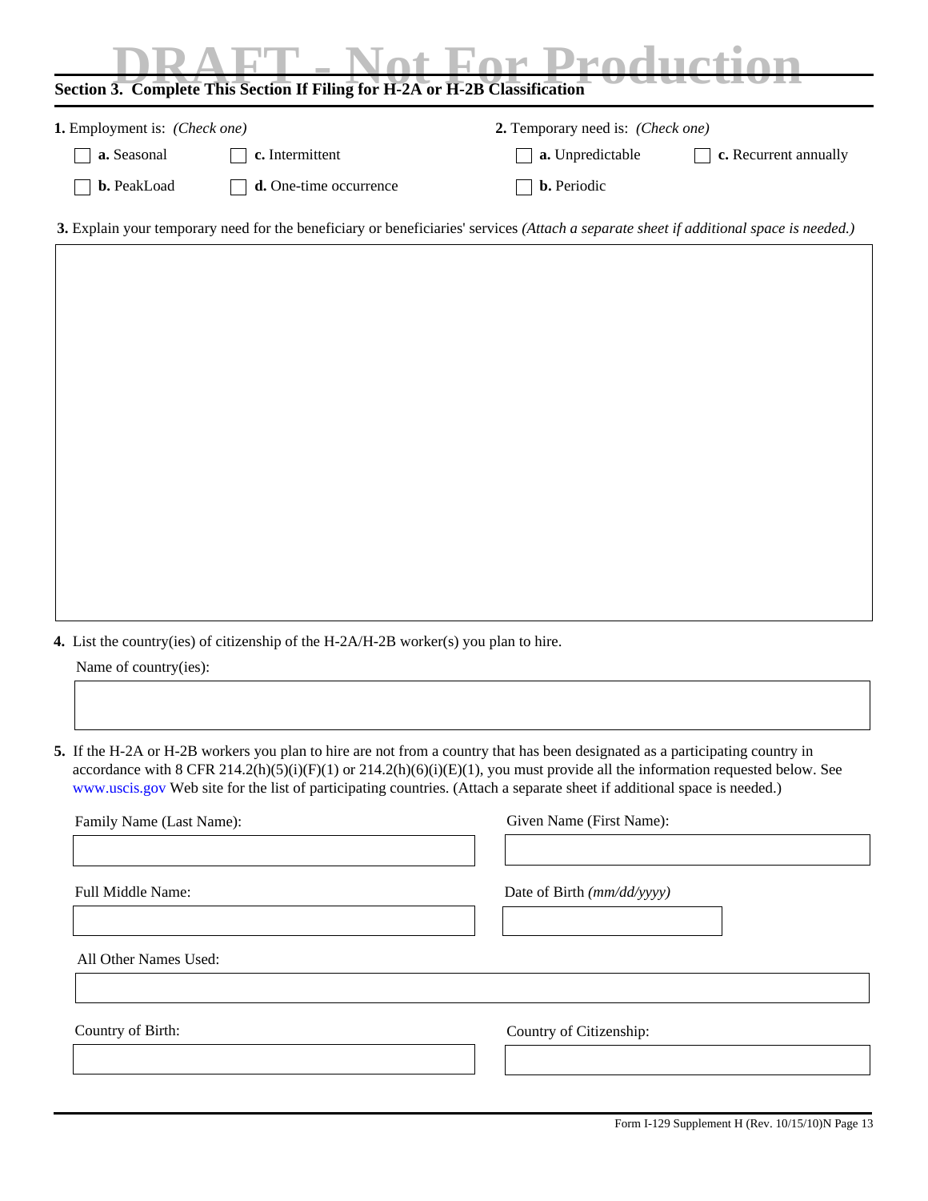DRAFT - Not For Production

## Section 3. Complete This Section If Filing for H-2A or H-2B Classification

**1.** Employment is: *(Check one)*

- ☐ **a.** Seasonal
- ☐ **b.** PeakLoad
- ☐ **c.** Intermittent
- ☐ **d.** One-time occurrence

**2.** Temporary need is: *(Check one)*

- ☐ **a.** Unpredictable
- ☐ **b.** Periodic
- ☐ **c.** Recurrent annually

**3.** Explain your temporary need for the beneficiary or beneficiaries' services *(Attach a separate sheet if additional space is needed.)*

**4.** List the country(ies) of citizenship of the H-2A/H-2B worker(s) you plan to hire.

Name of country(ies):

**5.** If the H-2A or H-2B workers you plan to hire are not from a country that has been designated as a participating country in accordance with 8 CFR 214.2(h)(5)(i)(F)(1) or 214.2(h)(6)(i)(E)(1), you must provide all the information requested below. See www.uscis.gov Web site for the list of participating countries. (Attach a separate sheet if additional space is needed.)

Family Name (Last Name):

Given Name (First Name):

Full Middle Name:

Date of Birth *(mm/dd/yyyy)*

All Other Names Used:

Country of Birth:

Country of Citizenship: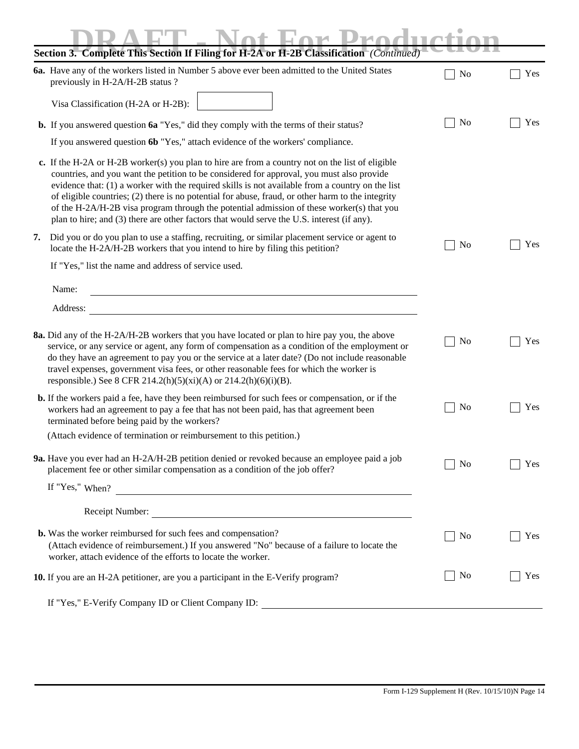DRAFT - Not For Production

## Section 3. Complete This Section If Filing for H-2A or H-2B Classification *(Continued)*

**6a.** Have any of the workers listed in Number 5 above ever been admitted to the United States previously in H-2A/H-2B status ? ☐ No ☐ Yes

Visa Classification (H-2A or H-2B): ________

**b.** If you answered question **6a** "Yes," did they comply with the terms of their status? ☐ No ☐ Yes

If you answered question **6b** "Yes," attach evidence of the workers' compliance.

**c.** If the H-2A or H-2B worker(s) you plan to hire are from a country not on the list of eligible countries, and you want the petition to be considered for approval, you must also provide evidence that: (1) a worker with the required skills is not available from a country on the list of eligible countries; (2) there is no potential for abuse, fraud, or other harm to the integrity of the H-2A/H-2B visa program through the potential admission of these worker(s) that you plan to hire; and (3) there are other factors that would serve the U.S. interest (if any).

**7.** Did you or do you plan to use a staffing, recruiting, or similar placement service or agent to locate the H-2A/H-2B workers that you intend to hire by filing this petition? ☐ No ☐ Yes

If "Yes," list the name and address of service used.

Name: ________

Address: ________

**8a.** Did any of the H-2A/H-2B workers that you have located or plan to hire pay you, the above service, or any service or agent, any form of compensation as a condition of the employment or do they have an agreement to pay you or the service at a later date? (Do not include reasonable travel expenses, government visa fees, or other reasonable fees for which the worker is responsible.) See 8 CFR 214.2(h)(5)(xi)(A) or 214.2(h)(6)(i)(B). ☐ No ☐ Yes

**b.** If the workers paid a fee, have they been reimbursed for such fees or compensation, or if the workers had an agreement to pay a fee that has not been paid, has that agreement been terminated before being paid by the workers? ☐ No ☐ Yes

(Attach evidence of termination or reimbursement to this petition.)

**9a.** Have you ever had an H-2A/H-2B petition denied or revoked because an employee paid a job placement fee or other similar compensation as a condition of the job offer? ☐ No ☐ Yes

If "Yes," When? ________

Receipt Number: ________

**b.** Was the worker reimbursed for such fees and compensation? ☐ No ☐ Yes
(Attach evidence of reimbursement.) If you answered "No" because of a failure to locate the worker, attach evidence of the efforts to locate the worker.

**10.** If you are an H-2A petitioner, are you a participant in the E-Verify program? ☐ No ☐ Yes

If "Yes," E-Verify Company ID or Client Company ID: ________

Form I-129 Supplement H (Rev. 10/15/10)N Page 14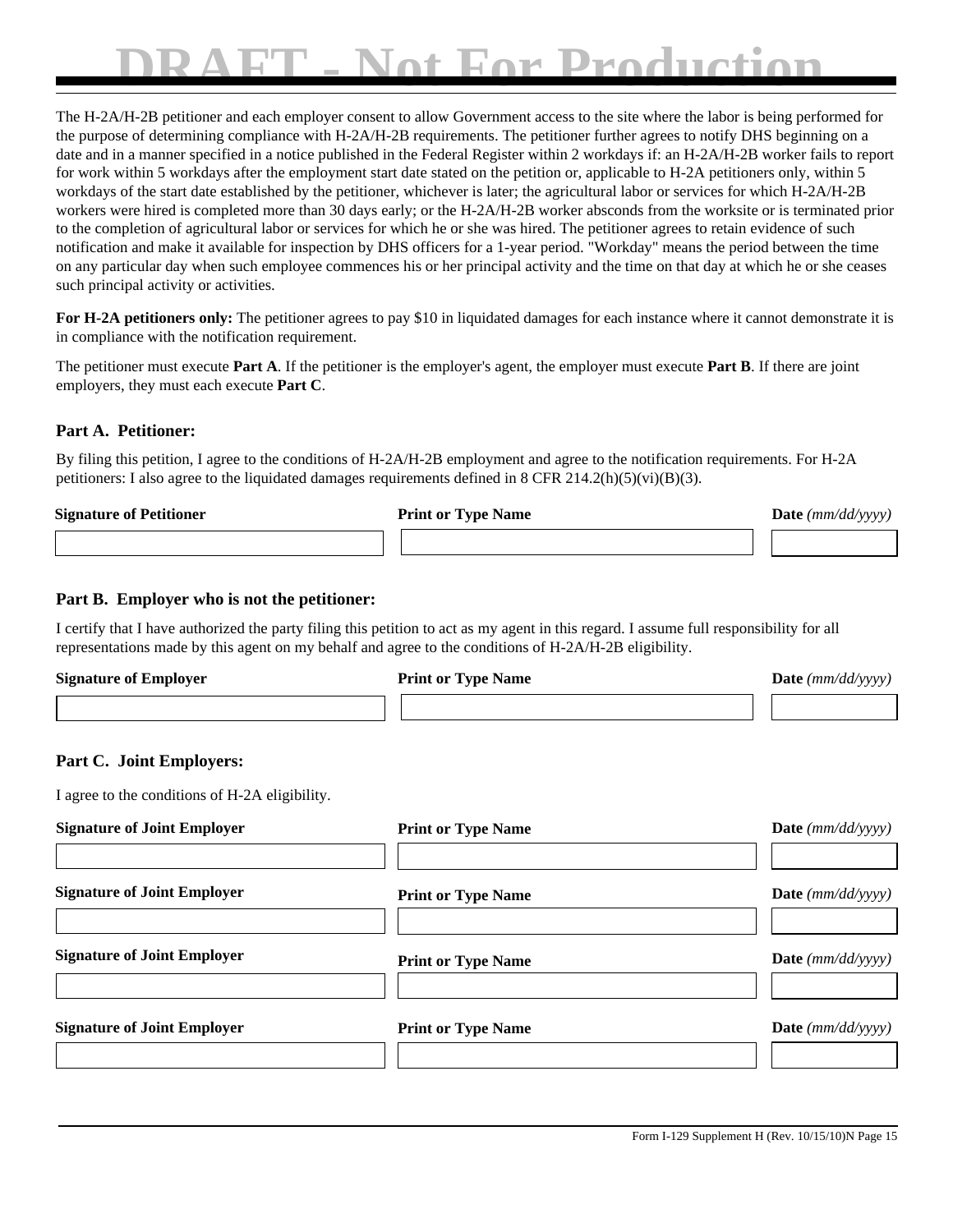# DRAFT - Not For Production

The H-2A/H-2B petitioner and each employer consent to allow Government access to the site where the labor is being performed for the purpose of determining compliance with H-2A/H-2B requirements. The petitioner further agrees to notify DHS beginning on a date and in a manner specified in a notice published in the Federal Register within 2 workdays if: an H-2A/H-2B worker fails to report for work within 5 workdays after the employment start date stated on the petition or, applicable to H-2A petitioners only, within 5 workdays of the start date established by the petitioner, whichever is later; the agricultural labor or services for which H-2A/H-2B workers were hired is completed more than 30 days early; or the H-2A/H-2B worker absconds from the worksite or is terminated prior to the completion of agricultural labor or services for which he or she was hired. The petitioner agrees to retain evidence of such notification and make it available for inspection by DHS officers for a 1-year period. "Workday" means the period between the time on any particular day when such employee commences his or her principal activity and the time on that day at which he or she ceases such principal activity or activities.

**For H-2A petitioners only:** The petitioner agrees to pay $10 in liquidated damages for each instance where it cannot demonstrate it is in compliance with the notification requirement.

The petitioner must execute **Part A**. If the petitioner is the employer's agent, the employer must execute **Part B**. If there are joint employers, they must each execute **Part C**.

### Part A. Petitioner:

By filing this petition, I agree to the conditions of H-2A/H-2B employment and agree to the notification requirements. For H-2A petitioners: I also agree to the liquidated damages requirements defined in 8 CFR 214.2(h)(5)(vi)(B)(3).

| Signature of Petitioner | Print or Type Name | Date *(mm/dd/yyyy)* |
|---|---|---|
| | | |

### Part B. Employer who is not the petitioner:

I certify that I have authorized the party filing this petition to act as my agent in this regard. I assume full responsibility for all representations made by this agent on my behalf and agree to the conditions of H-2A/H-2B eligibility.

| Signature of Employer | Print or Type Name | Date *(mm/dd/yyyy)* |
|---|---|---|
| | | |

### Part C. Joint Employers:

I agree to the conditions of H-2A eligibility.

| Signature of Joint Employer | Print or Type Name | Date *(mm/dd/yyyy)* |
|---|---|---|
| | | |

| Signature of Joint Employer | Print or Type Name | Date *(mm/dd/yyyy)* |
|---|---|---|
| | | |

| Signature of Joint Employer | Print or Type Name | Date *(mm/dd/yyyy)* |
|---|---|---|
| | | |

| Signature of Joint Employer | Print or Type Name | Date *(mm/dd/yyyy)* |
|---|---|---|
| | | |

Form I-129 Supplement H (Rev. 10/15/10)N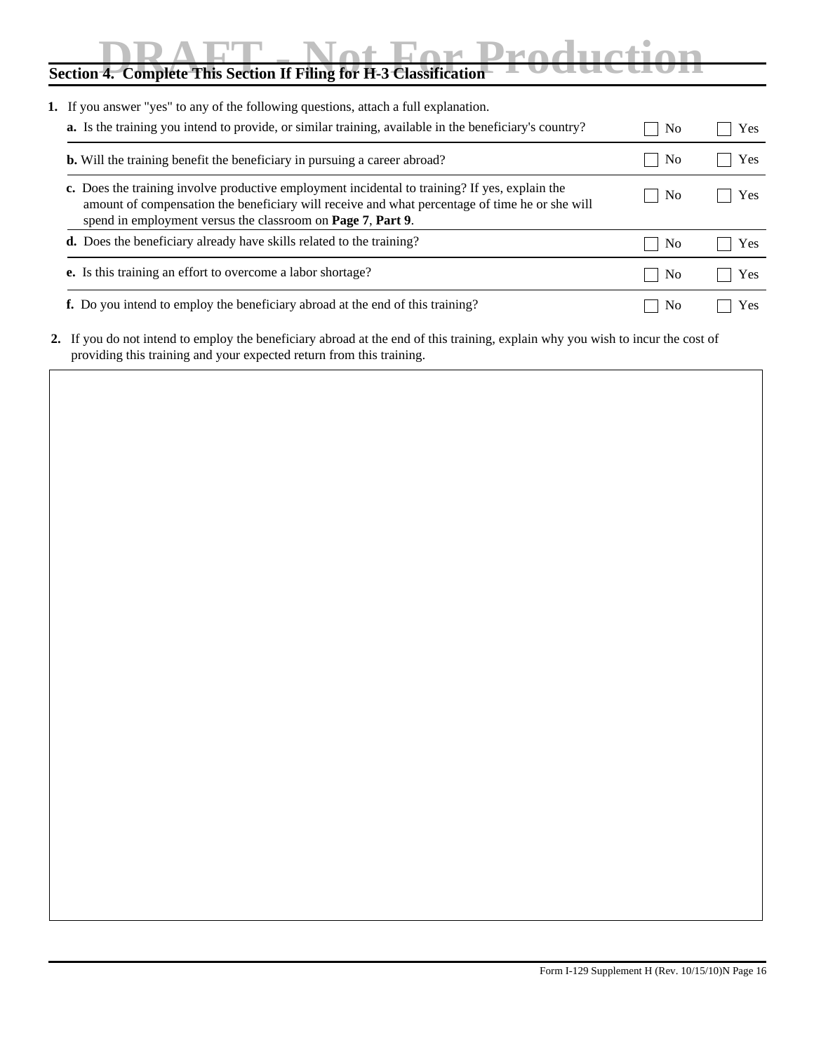DRAFT - Not For Production

## Section 4. Complete This Section If Filing for H-3 Classification

**1.** If you answer "yes" to any of the following questions, attach a full explanation.

| | | |
|---|---|---|
| **a.** Is the training you intend to provide, or similar training, available in the beneficiary's country? | ☐ No | ☐ Yes |
| **b.** Will the training benefit the beneficiary in pursuing a career abroad? | ☐ No | ☐ Yes |
| **c.** Does the training involve productive employment incidental to training? If yes, explain the amount of compensation the beneficiary will receive and what percentage of time he or she will spend in employment versus the classroom on **Page 7**, **Part 9**. | ☐ No | ☐ Yes |
| **d.** Does the beneficiary already have skills related to the training? | ☐ No | ☐ Yes |
| **e.** Is this training an effort to overcome a labor shortage? | ☐ No | ☐ Yes |
| **f.** Do you intend to employ the beneficiary abroad at the end of this training? | ☐ No | ☐ Yes |

**2.** If you do not intend to employ the beneficiary abroad at the end of this training, explain why you wish to incur the cost of providing this training and your expected return from this training.

Form I-129 Supplement H (Rev. 10/15/10)N Page 16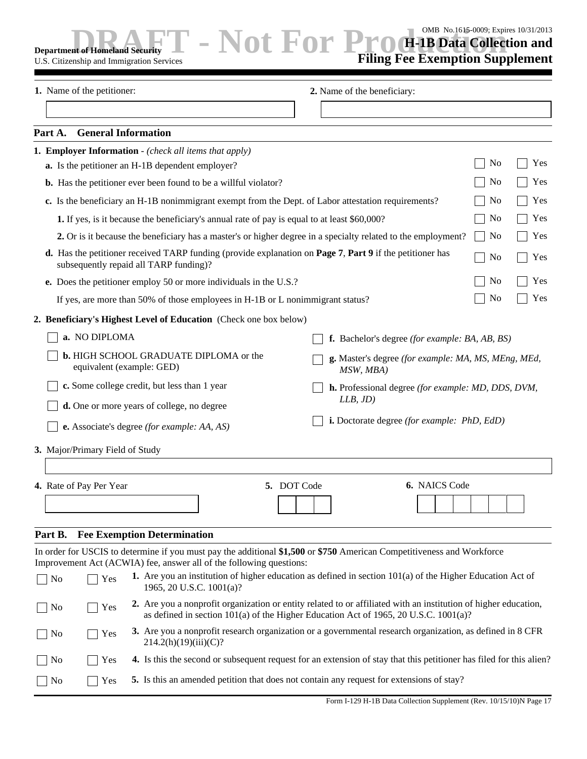Department of Homeland Security
U.S. Citizenship and Immigration Services

DRAFT - Not For Production

OMB No.1615-0009; Expires 10/31/2013

# H-1B Data Collection and Filing Fee Exemption Supplement

**1.** Name of the petitioner:

**2.** Name of the beneficiary:

## Part A. General Information

**1. Employer Information** - *(check all items that apply)*

**a.** Is the petitioner an H-1B dependent employer? ☐ No ☐ Yes

**b.** Has the petitioner ever been found to be a willful violator? ☐ No ☐ Yes

**c.** Is the beneficiary an H-1B nonimmigrant exempt from the Dept. of Labor attestation requirements? ☐ No ☐ Yes

**1.** If yes, is it because the beneficiary's annual rate of pay is equal to at least $60,000? ☐ No ☐ Yes

**2.** Or is it because the beneficiary has a master's or higher degree in a specialty related to the employment? ☐ No ☐ Yes

**d.** Has the petitioner received TARP funding (provide explanation on **Page 7**, **Part 9** if the petitioner has subsequently repaid all TARP funding)? ☐ No ☐ Yes

**e.** Does the petitioner employ 50 or more individuals in the U.S.? ☐ No ☐ Yes

If yes, are more than 50% of those employees in H-1B or L nonimmigrant status? ☐ No ☐ Yes

**2. Beneficiary's Highest Level of Education** (Check one box below)

☐ **a.** NO DIPLOMA

☐ **b.** HIGH SCHOOL GRADUATE DIPLOMA or the equivalent (example: GED)

☐ **c.** Some college credit, but less than 1 year

☐ **d.** One or more years of college, no degree

☐ **e.** Associate's degree *(for example: AA, AS)*

☐ **f.** Bachelor's degree *(for example: BA, AB, BS)*

☐ **g.** Master's degree *(for example: MA, MS, MEng, MEd, MSW, MBA)*

☐ **h.** Professional degree *(for example: MD, DDS, DVM, LLB, JD)*

☐ **i.** Doctorate degree *(for example: PhD, EdD)*

**3.** Major/Primary Field of Study

**4.** Rate of Pay Per Year

**5.** DOT Code

**6.** NAICS Code

## Part B. Fee Exemption Determination

In order for USCIS to determine if you must pay the additional **$1,500** or **$750** American Competitiveness and Workforce Improvement Act (ACWIA) fee, answer all of the following questions:

☐ No ☐ Yes **1.** Are you an institution of higher education as defined in section 101(a) of the Higher Education Act of 1965, 20 U.S.C. 1001(a)?

☐ No ☐ Yes **2.** Are you a nonprofit organization or entity related to or affiliated with an institution of higher education, as defined in section 101(a) of the Higher Education Act of 1965, 20 U.S.C. 1001(a)?

☐ No ☐ Yes **3.** Are you a nonprofit research organization or a governmental research organization, as defined in 8 CFR 214.2(h)(19)(iii)(C)?

☐ No ☐ Yes **4.** Is this the second or subsequent request for an extension of stay that this petitioner has filed for this alien?

☐ No ☐ Yes **5.** Is this an amended petition that does not contain any request for extensions of stay?

Form I-129 H-1B Data Collection Supplement (Rev. 10/15/10)N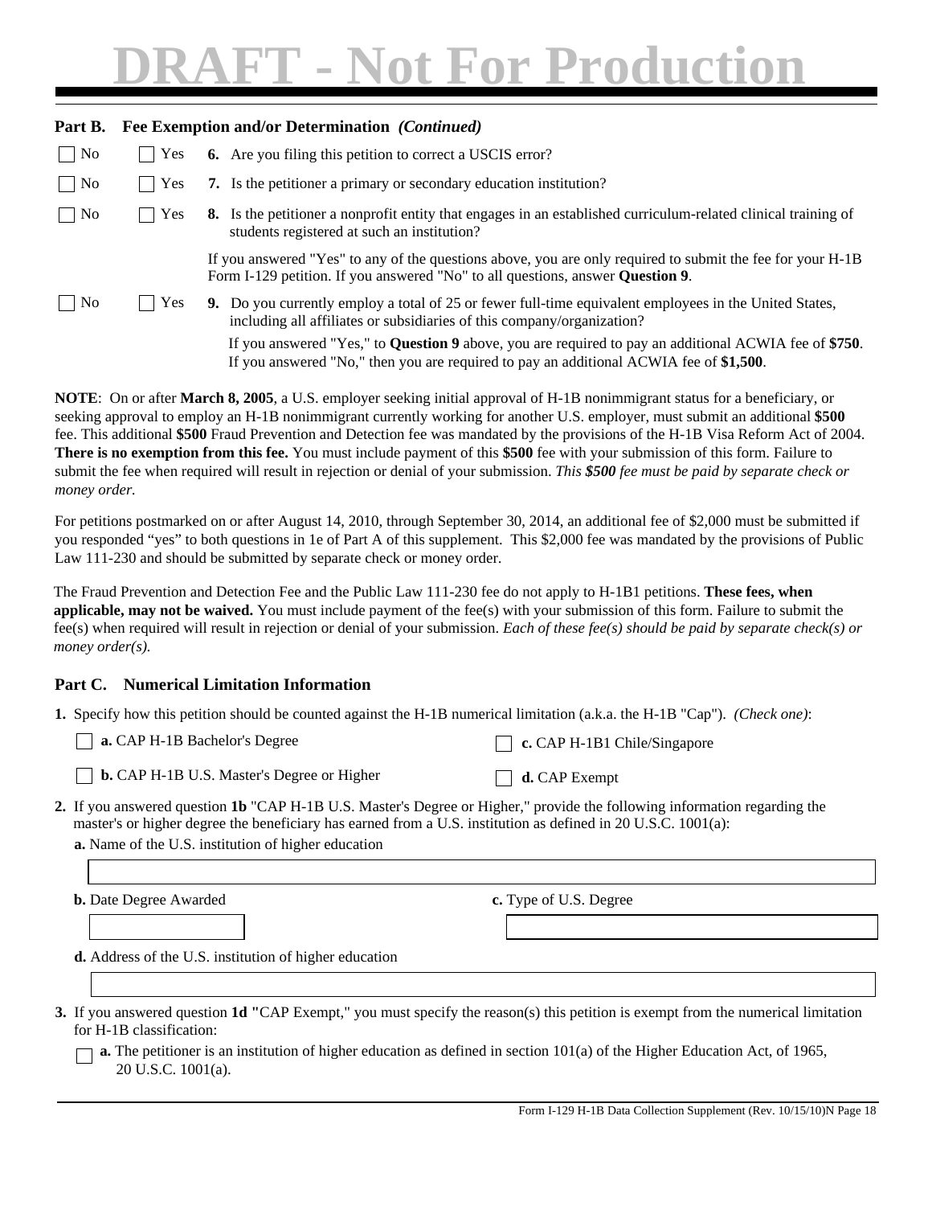# DRAFT - Not For Production

## Part B. Fee Exemption and/or Determination *(Continued)*

☐ No ☐ Yes **6.** Are you filing this petition to correct a USCIS error?

☐ No ☐ Yes **7.** Is the petitioner a primary or secondary education institution?

☐ No ☐ Yes **8.** Is the petitioner a nonprofit entity that engages in an established curriculum-related clinical training of students registered at such an institution?

If you answered "Yes" to any of the questions above, you are only required to submit the fee for your H-1B Form I-129 petition. If you answered "No" to all questions, answer **Question 9**.

☐ No ☐ Yes **9.** Do you currently employ a total of 25 or fewer full-time equivalent employees in the United States, including all affiliates or subsidiaries of this company/organization?

If you answered "Yes," to **Question 9** above, you are required to pay an additional ACWIA fee of **$750**. If you answered "No," then you are required to pay an additional ACWIA fee of **$1,500**.

**NOTE**: On or after **March 8, 2005**, a U.S. employer seeking initial approval of H-1B nonimmigrant status for a beneficiary, or seeking approval to employ an H-1B nonimmigrant currently working for another U.S. employer, must submit an additional **$500** fee. This additional **$500** Fraud Prevention and Detection fee was mandated by the provisions of the H-1B Visa Reform Act of 2004. **There is no exemption from this fee.** You must include payment of this **$500** fee with your submission of this form. Failure to submit the fee when required will result in rejection or denial of your submission. *This $500 fee must be paid by separate check or money order.*

For petitions postmarked on or after August 14, 2010, through September 30, 2014, an additional fee of $2,000 must be submitted if you responded “yes” to both questions in 1e of Part A of this supplement. This $2,000 fee was mandated by the provisions of Public Law 111-230 and should be submitted by separate check or money order.

The Fraud Prevention and Detection Fee and the Public Law 111-230 fee do not apply to H-1B1 petitions. **These fees, when applicable, may not be waived.** You must include payment of the fee(s) with your submission of this form. Failure to submit the fee(s) when required will result in rejection or denial of your submission. *Each of these fee(s) should be paid by separate check(s) or money order(s).*

## Part C. Numerical Limitation Information

**1.** Specify how this petition should be counted against the H-1B numerical limitation (a.k.a. the H-1B "Cap"). *(Check one)*:

☐ **a.** CAP H-1B Bachelor's Degree

☐ **b.** CAP H-1B U.S. Master's Degree or Higher

☐ **c.** CAP H-1B1 Chile/Singapore

☐ **d.** CAP Exempt

**2.** If you answered question **1b** "CAP H-1B U.S. Master's Degree or Higher," provide the following information regarding the master's or higher degree the beneficiary has earned from a U.S. institution as defined in 20 U.S.C. 1001(a):

**a.** Name of the U.S. institution of higher education

**b.** Date Degree Awarded

**c.** Type of U.S. Degree

**d.** Address of the U.S. institution of higher education

**3.** If you answered question **1d** "CAP Exempt," you must specify the reason(s) this petition is exempt from the numerical limitation for H-1B classification:

☐ **a.** The petitioner is an institution of higher education as defined in section 101(a) of the Higher Education Act, of 1965, 20 U.S.C. 1001(a).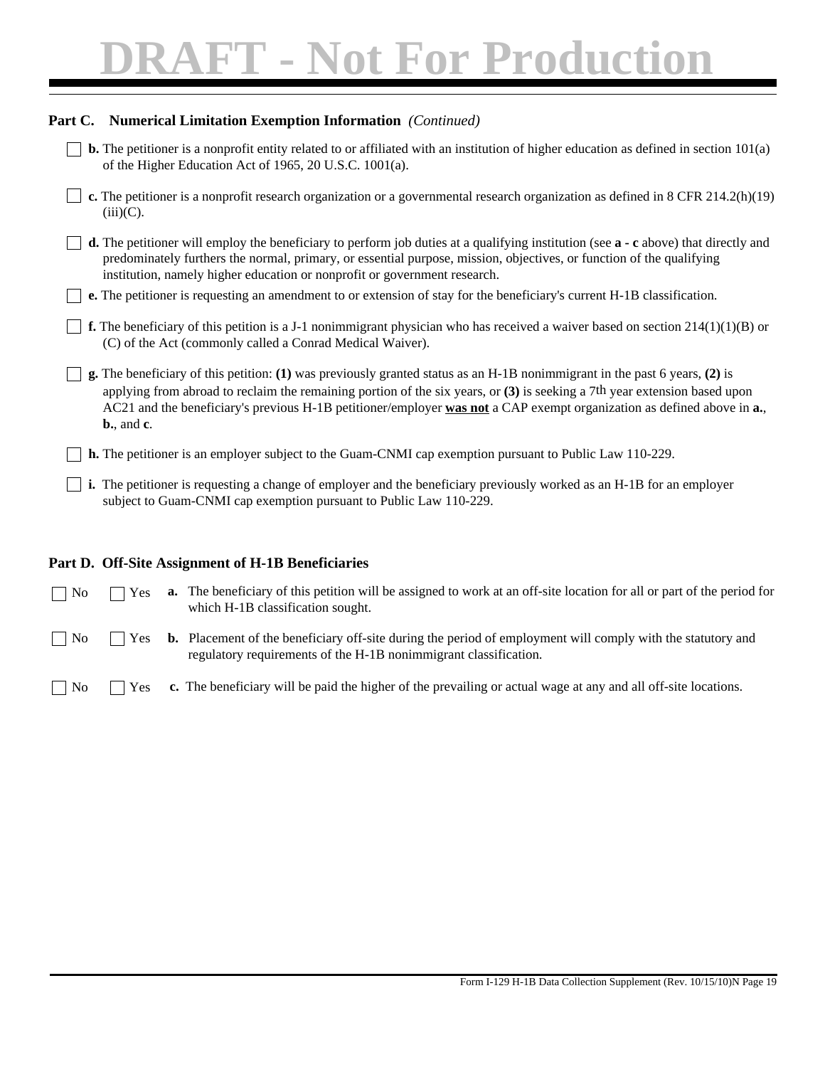# DRAFT - Not For Production

**Part C. Numerical Limitation Exemption Information** *(Continued)*

☐ **b.** The petitioner is a nonprofit entity related to or affiliated with an institution of higher education as defined in section 101(a) of the Higher Education Act of 1965, 20 U.S.C. 1001(a).

☐ **c.** The petitioner is a nonprofit research organization or a governmental research organization as defined in 8 CFR 214.2(h)(19)(iii)(C).

☐ **d.** The petitioner will employ the beneficiary to perform job duties at a qualifying institution (see **a - c** above) that directly and predominately furthers the normal, primary, or essential purpose, mission, objectives, or function of the qualifying institution, namely higher education or nonprofit or government research.

☐ **e.** The petitioner is requesting an amendment to or extension of stay for the beneficiary's current H-1B classification.

☐ **f.** The beneficiary of this petition is a J-1 nonimmigrant physician who has received a waiver based on section 214(1)(1)(B) or (C) of the Act (commonly called a Conrad Medical Waiver).

☐ **g.** The beneficiary of this petition: **(1)** was previously granted status as an H-1B nonimmigrant in the past 6 years, **(2)** is applying from abroad to reclaim the remaining portion of the six years, or **(3)** is seeking a 7th year extension based upon AC21 and the beneficiary's previous H-1B petitioner/employer **was not** a CAP exempt organization as defined above in **a.**, **b.**, and **c**.

☐ **h.** The petitioner is an employer subject to the Guam-CNMI cap exemption pursuant to Public Law 110-229.

☐ **i.** The petitioner is requesting a change of employer and the beneficiary previously worked as an H-1B for an employer subject to Guam-CNMI cap exemption pursuant to Public Law 110-229.

**Part D. Off-Site Assignment of H-1B Beneficiaries**

☐ No ☐ Yes **a.** The beneficiary of this petition will be assigned to work at an off-site location for all or part of the period for which H-1B classification sought.

☐ No ☐ Yes **b.** Placement of the beneficiary off-site during the period of employment will comply with the statutory and regulatory requirements of the H-1B nonimmigrant classification.

☐ No ☐ Yes **c.** The beneficiary will be paid the higher of the prevailing or actual wage at any and all off-site locations.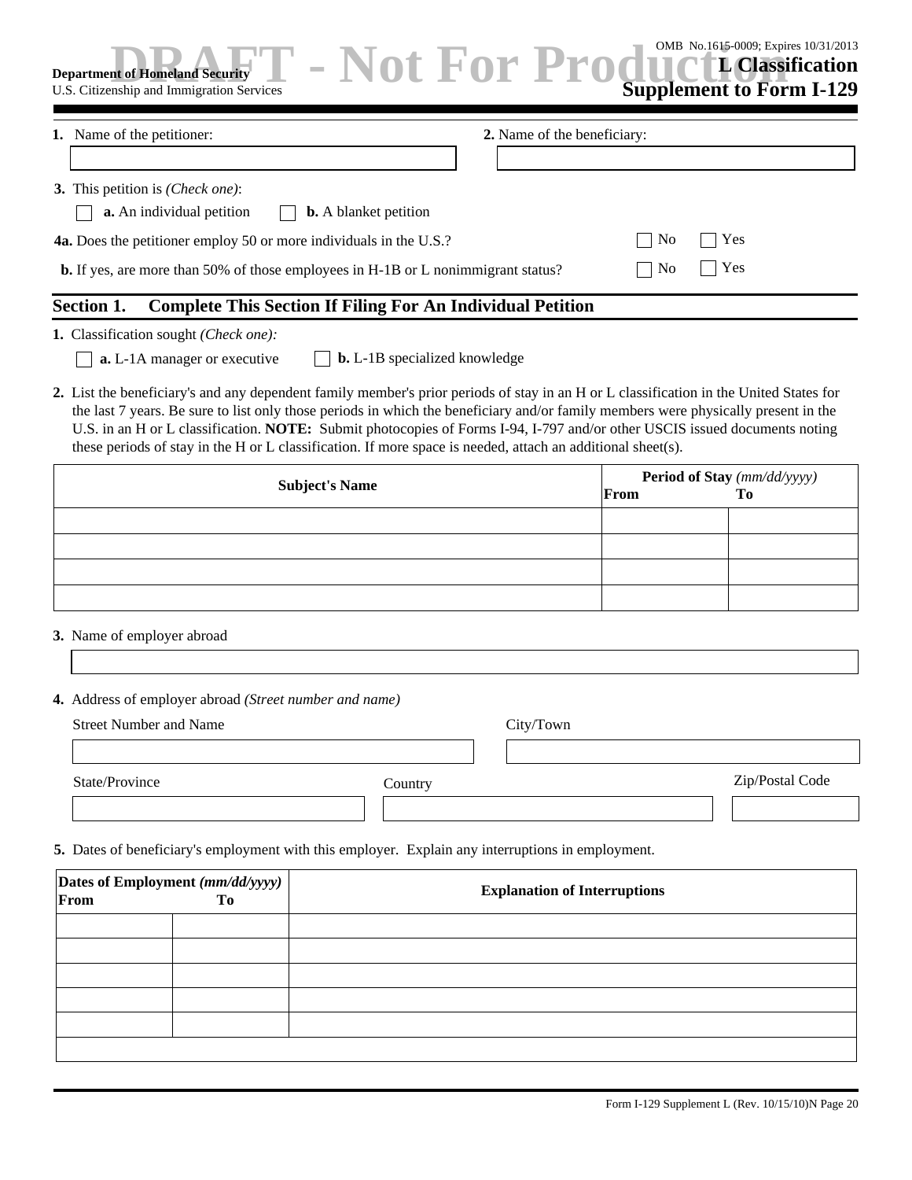**Department of Homeland Security**
U.S. Citizenship and Immigration Services

DRAFT - Not For Production

OMB No.1615-0009; Expires 10/31/2013

# L Classification Supplement to Form I-129

**1.** Name of the petitioner:

**2.** Name of the beficiary:

**3.** This petition is *(Check one)*:

☐ **a.** An individual petition ☐ **b.** A blanket petition

**4a.** Does the petitioner employ 50 or more individuals in the U.S.? ☐ No ☐ Yes

**b.** If yes, are more than 50% of those employees in H-1B or L nonimmigrant status? ☐ No ☐ Yes

## Section 1. Complete This Section If Filing For An Individual Petition

**1.** Classification sought *(Check one):*

☐ **a.** L-1A manager or executive ☐ **b.** L-1B specialized knowledge

**2.** List the beneficiary's and any dependent family member's prior periods of stay in an H or L classification in the United States for the last 7 years. Be sure to list only those periods in which the beneficiary and/or family members were physically present in the U.S. in an H or L classification. **NOTE:** Submit photocopies of Forms I-94, I-797 and/or other USCIS issued documents noting these periods of stay in the H or L classification. If more space is needed, attach an additional sheet(s).

| **Subject's Name** | **Period of Stay** *(mm/dd/yyyy)* | |
|---|---|---|
| | **From** | **To** |
| | | |
| | | |
| | | |
| | | |

**3.** Name of employer abroad

**4.** Address of employer abroad *(Street number and name)*

Street Number and Name

City/Town

State/Province

Country

Zip/Postal Code

**5.** Dates of beneficiary's employment with this employer. Explain any interruptions in employment.

| **Dates of Employment** *(mm/dd/yyyy)* | | **Explanation of Interruptions** |
|---|---|---|
| **From** | **To** | |
| | | |
| | | |
| | | |
| | | |
| | | |
| | | |

Form I-129 Supplement L (Rev. 10/15/10)N Page 20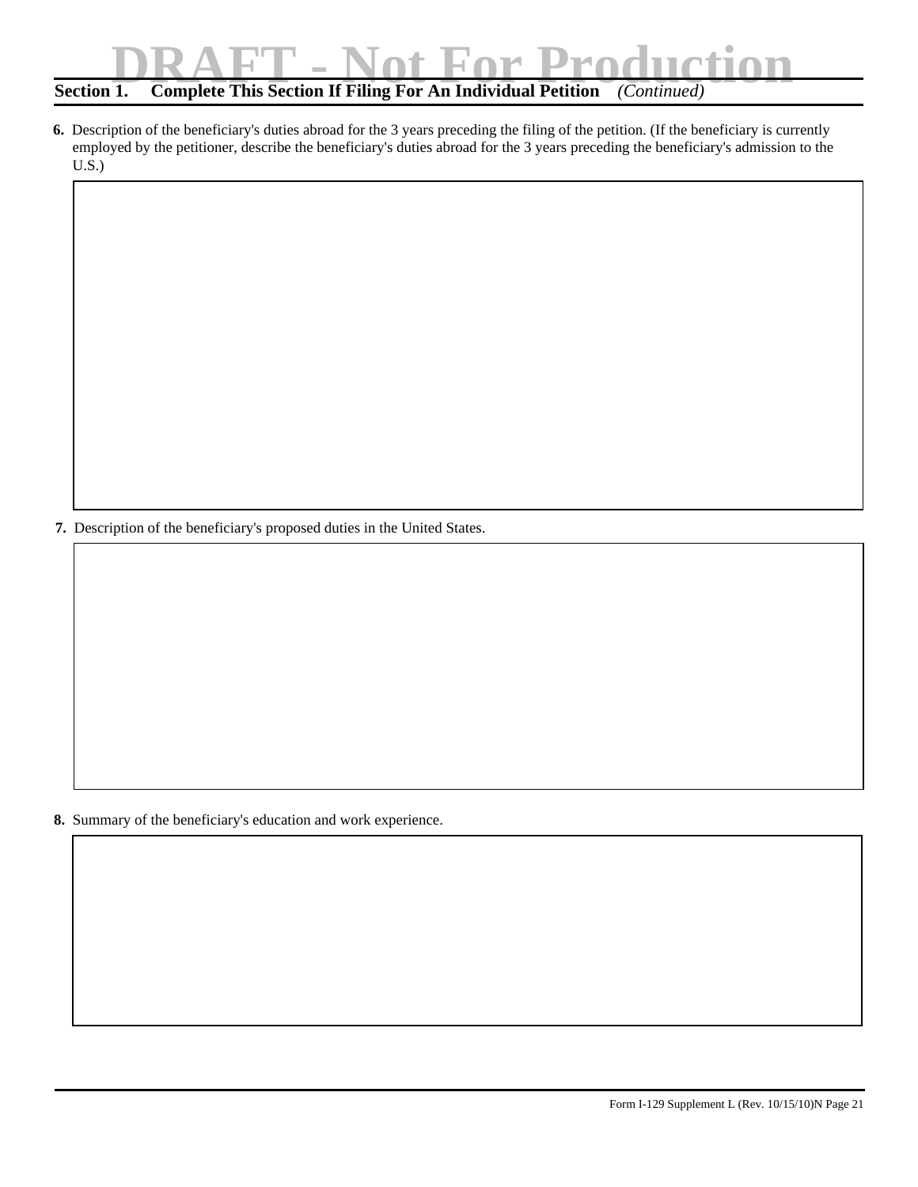DRAFT - Not For Production

## Section 1. Complete This Section If Filing For An Individual Petition *(Continued)*

**6.** Description of the beneficiary's duties abroad for the 3 years preceding the filing of the petition. (If the beneficiary is currently employed by the petitioner, describe the beneficiary's duties abroad for the 3 years preceding the beneficiary's admission to the U.S.)

**7.** Description of the beneficiary's proposed duties in the United States.

**8.** Summary of the beneficiary's education and work experience.

Form I-129 Supplement L (Rev. 10/15/10)N Page 21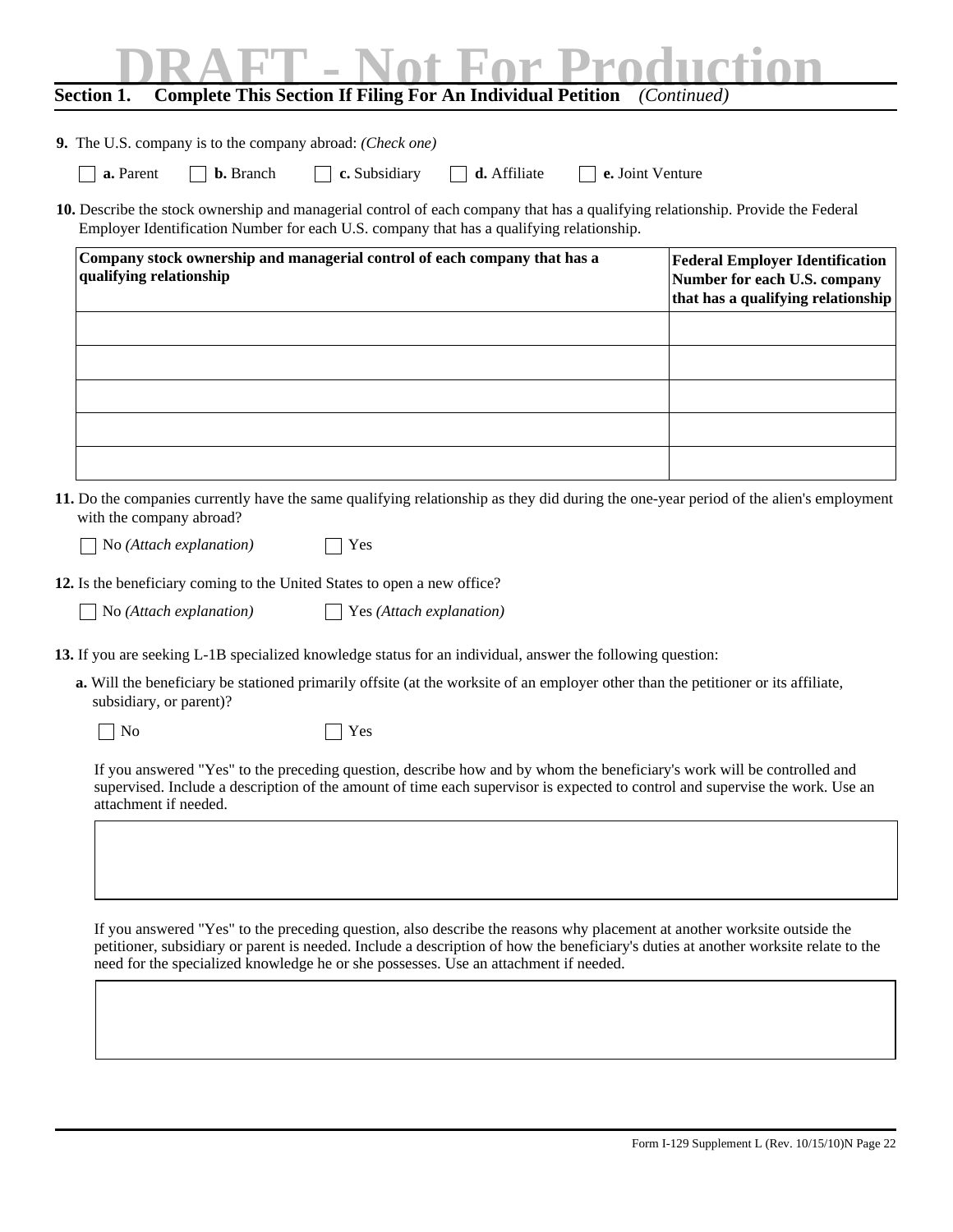DRAFT - Not For Production

## Section 1. Complete This Section If Filing For An Individual Petition *(Continued)*

**9.** The U.S. company is to the company abroad: *(Check one)*

☐ **a.** Parent ☐ **b.** Branch ☐ **c.** Subsidiary ☐ **d.** Affiliate ☐ **e.** Joint Venture

**10.** Describe the stock ownership and managerial control of each company that has a qualifying relationship. Provide the Federal Employer Identification Number for each U.S. company that has a qualifying relationship.

| **Company stock ownership and managerial control of each company that has a qualifying relationship** | **Federal Employer Identification Number for each U.S. company that has a qualifying relationship** |
|---|---|
| | |
| | |
| | |
| | |
| | |

**11.** Do the companies currently have the same qualifying relationship as they did during the one-year period of the alien's employment with the company abroad?

☐ No *(Attach explanation)* ☐ Yes

**12.** Is the beneficiary coming to the United States to open a new office?

☐ No *(Attach explanation)* ☐ Yes *(Attach explanation)*

**13.** If you are seeking L-1B specialized knowledge status for an individual, answer the following question:

**a.** Will the beneficiary be stationed primarily offsite (at the worksite of an employer other than the petitioner or its affiliate, subsidiary, or parent)?

☐ No ☐ Yes

If you answered "Yes" to the preceding question, describe how and by whom the beneficiary's work will be controlled and supervised. Include a description of the amount of time each supervisor is expected to control and supervise the work. Use an attachment if needed.

If you answered "Yes" to the preceding question, also describe the reasons why placement at another worksite outside the petitioner, subsidiary or parent is needed. Include a description of how the beneficiary's duties at another worksite relate to the need for the specialized knowledge he or she possesses. Use an attachment if needed.

Form I-129 Supplement L (Rev. 10/15/10)N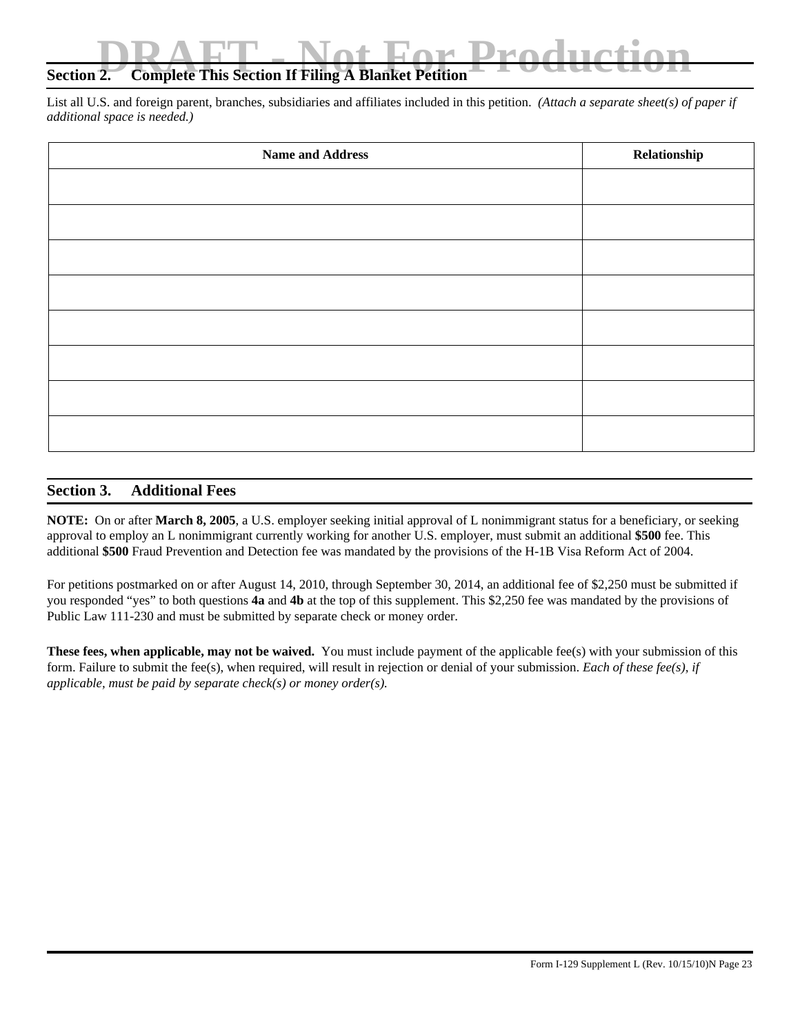## Section 2. Complete This Section If Filing A Blanket Petition

List all U.S. and foreign parent, branches, subsidiaries and affiliates included in this petition. *(Attach a separate sheet(s) of paper if additional space is needed.)*

| Name and Address | Relationship |
|---|---|
| | |
| | |
| | |
| | |
| | |
| | |
| | |
| | |

## Section 3. Additional Fees

**NOTE:** On or after **March 8, 2005**, a U.S. employer seeking initial approval of L nonimmigrant status for a beneficiary, or seeking approval to employ an L nonimmigrant currently working for another U.S. employer, must submit an additional **$500** fee. This additional **$500** Fraud Prevention and Detection fee was mandated by the provisions of the H-1B Visa Reform Act of 2004.

For petitions postmarked on or after August 14, 2010, through September 30, 2014, an additional fee of $2,250 must be submitted if you responded "yes" to both questions **4a** and **4b** at the top of this supplement. This $2,250 fee was mandated by the provisions of Public Law 111-230 and must be submitted by separate check or money order.

**These fees, when applicable, may not be waived.** You must include payment of the applicable fee(s) with your submission of this form. Failure to submit the fee(s), when required, will result in rejection or denial of your submission. *Each of these fee(s), if applicable, must be paid by separate check(s) or money order(s).*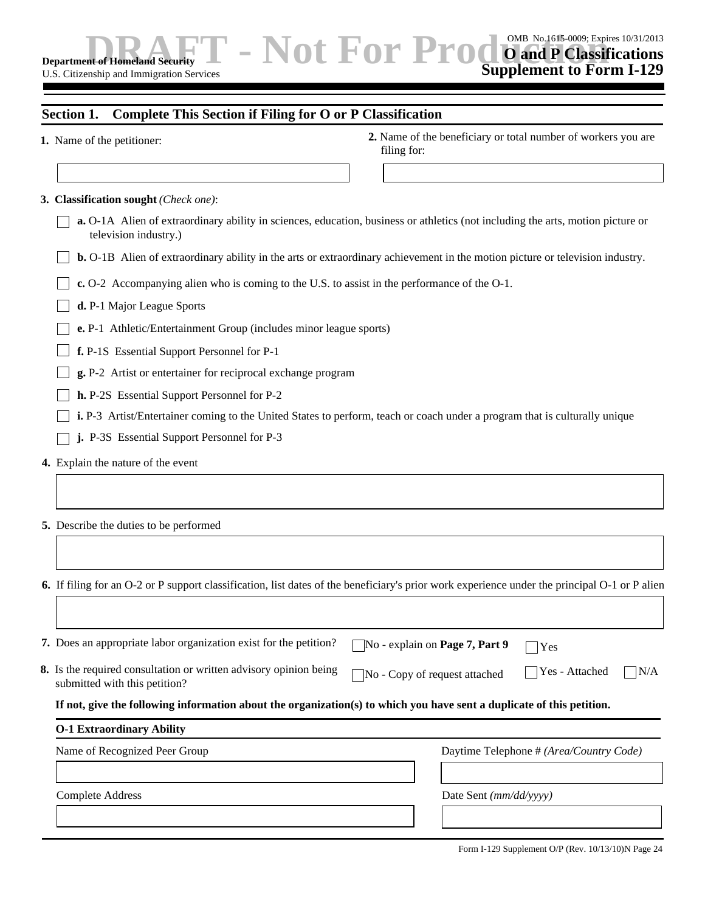Department of Homeland Security
U.S. Citizenship and Immigration Services

DRAFT - Not For Production

OMB No.1615-0009; Expires 10/31/2013

# O and P Classifications Supplement to Form I-129

## Section 1. Complete This Section if Filing for O or P Classification

**1.** Name of the petitioner:

**2.** Name of the beneficiary or total number of workers you are filing for:

**3. Classification sought** *(Check one)*:

☐ **a.** O-1A Alien of extraordinary ability in sciences, education, business or athletics (not including the arts, motion picture or television industry.)

☐ **b.** O-1B Alien of extraordinary ability in the arts or extraordinary achievement in the motion picture or television industry.

☐ **c.** O-2 Accompanying alien who is coming to the U.S. to assist in the performance of the O-1.

☐ **d.** P-1 Major League Sports

☐ **e.** P-1 Athletic/Entertainment Group (includes minor league sports)

☐ **f.** P-1S Essential Support Personnel for P-1

☐ **g.** P-2 Artist or entertainer for reciprocal exchange program

☐ **h.** P-2S Essential Support Personnel for P-2

☐ **i.** P-3 Artist/Entertainer coming to the United States to perform, teach or coach under a program that is culturally unique

☐ **j.** P-3S Essential Support Personnel for P-3

**4.** Explain the nature of the event

**5.** Describe the duties to be performed

**6.** If filing for an O-2 or P support classification, list dates of the beneficiary's prior work experience under the principal O-1 or P alien

**7.** Does an appropriate labor organization exist for the petition? ☐ No - explain on **Page 7, Part 9** ☐ Yes

**8.** Is the required consultation or written advisory opinion being submitted with this petition? ☐ No - Copy of request attached ☐ Yes - Attached ☐ N/A

**If not, give the following information about the organization(s) to which you have sent a duplicate of this petition.**

**O-1 Extraordinary Ability**

Name of Recognized Peer Group

Daytime Telephone # *(Area/Country Code)*

Complete Address

Date Sent *(mm/dd/yyyy)*

Form I-129 Supplement O/P (Rev. 10/13/10)N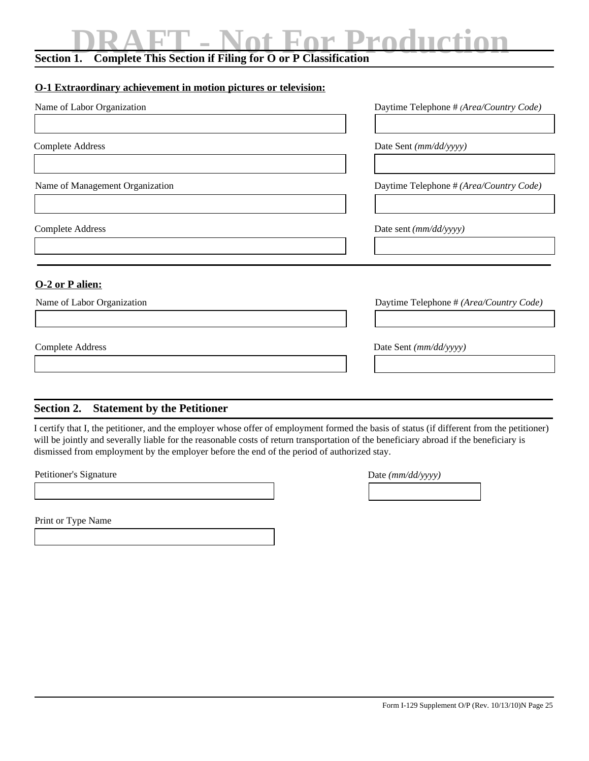DRAFT - Not For Production

## Section 1. Complete This Section if Filing for O or P Classification

**O-1 Extraordinary achievement in motion pictures or television:**

Name of Labor Organization

Daytime Telephone # *(Area/Country Code)*

Complete Address

Date Sent *(mm/dd/yyyy)*

Name of Management Organization

Daytime Telephone # *(Area/Country Code)*

Complete Address

Date sent *(mm/dd/yyyy)*

**O-2 or P alien:**

Name of Labor Organization

Daytime Telephone # *(Area/Country Code)*

Complete Address

Date Sent *(mm/dd/yyyy)*

## Section 2. Statement by the Petitioner

I certify that I, the petitioner, and the employer whose offer of employment formed the basis of status (if different from the petitioner) will be jointly and severally liable for the reasonable costs of return transportation of the beneficiary abroad if the beneficiary is dismissed from employment by the employer before the end of the period of authorized stay.

Petitioner's Signature

Date *(mm/dd/yyyy)*

Print or Type Name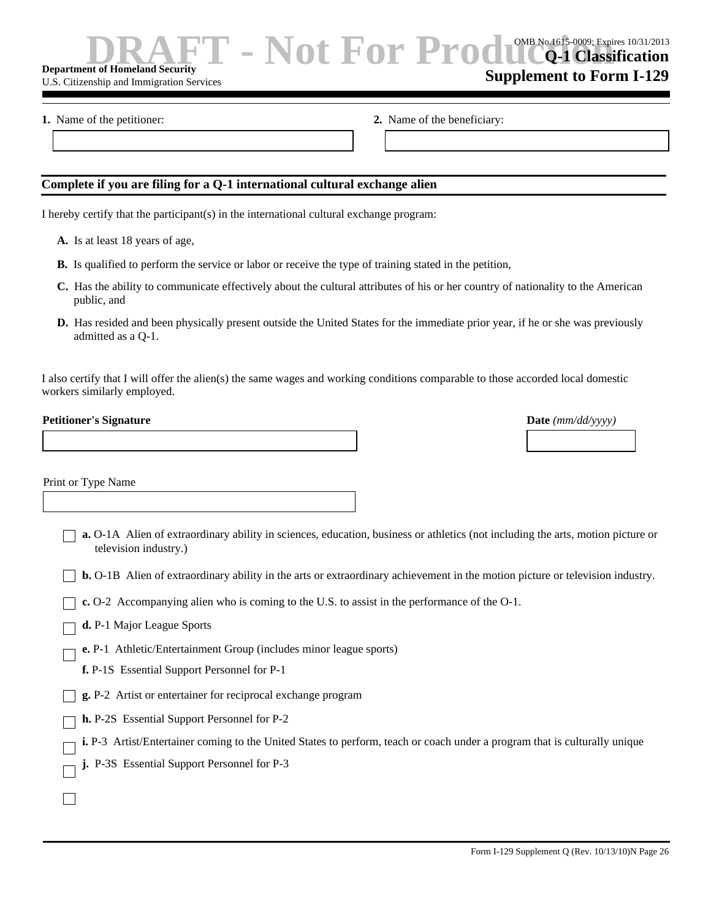DRAFT - Not For Production

OMB No.1615-0009; Expires 10/31/2013

**Department of Homeland Security**
U.S. Citizenship and Immigration Services

# Q-1 Classification Supplement to Form I-129

**1.** Name of the petitioner:

**2.** Name of the beneficiary:

## Complete if you are filing for a Q-1 international cultural exchange alien

I hereby certify that the participant(s) in the international cultural exchange program:

**A.** Is at least 18 years of age,

**B.** Is qualified to perform the service or labor or receive the type of training stated in the petition,

**C.** Has the ability to communicate effectively about the cultural attributes of his or her country of nationality to the American public, and

**D.** Has resided and been physically present outside the United States for the immediate prior year, if he or she was previously admitted as a Q-1.

I also certify that I will offer the alien(s) the same wages and working conditions comparable to those accorded local domestic workers similarly employed.

**Petitioner's Signature** 

**Date** *(mm/dd/yyyy)*

Print or Type Name

- [ ] **a.** O-1A Alien of extraordinary ability in sciences, education, business or athletics (not including the arts, motion picture or television industry.)
- [ ] **b.** O-1B Alien of extraordinary ability in the arts or extraordinary achievement in the motion picture or television industry.
- [ ] **c.** O-2 Accompanying alien who is coming to the U.S. to assist in the performance of the O-1.
- [ ] **d.** P-1 Major League Sports
- [ ] **e.** P-1 Athletic/Entertainment Group (includes minor league sports)
- **f.** P-1S Essential Support Personnel for P-1
- [ ] **g.** P-2 Artist or entertainer for reciprocal exchange program
- [ ] **h.** P-2S Essential Support Personnel for P-2
- [ ] **i.** P-3 Artist/Entertainer coming to the United States to perform, teach or coach under a program that is culturally unique
- [ ] **j.** P-3S Essential Support Personnel for P-3
- [ ]

Form I-129 Supplement Q (Rev. 10/13/10)N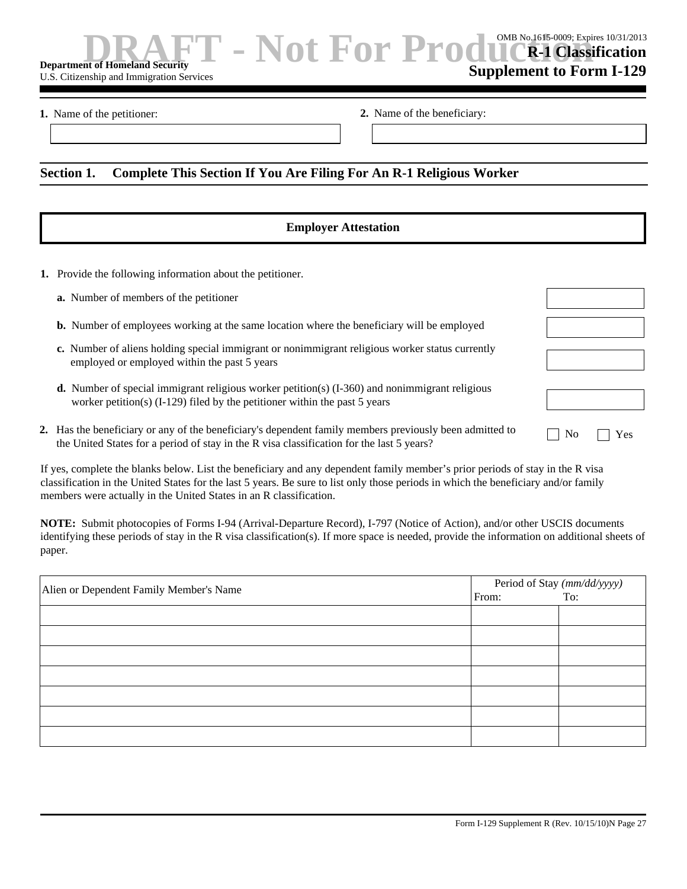DRAFT - Not For Production

OMB No.1615-0009; Expires 10/31/2013

**Department of Homeland Security**
U.S. Citizenship and Immigration Services

# R-1 Classification Supplement to Form I-129

**1.** Name of the petitioner:

**2.** Name of the beneficiary:

## Section 1. Complete This Section If You Are Filing For An R-1 Religious Worker

### Employer Attestation

**1.** Provide the following information about the petitioner.

**a.** Number of members of the petitioner

**b.** Number of employees working at the same location where the beneficiary will be employed

**c.** Number of aliens holding special immigrant or nonimmigrant religious worker status currently employed or employed within the past 5 years

**d.** Number of special immigrant religious worker petition(s) (I-360) and nonimmigrant religious worker petition(s) (I-129) filed by the petitioner within the past 5 years

**2.** Has the beneficiary or any of the beneficiary's dependent family members previously been admitted to the United States for a period of stay in the R visa classification for the last 5 years? ☐ No ☐ Yes

If yes, complete the blanks below. List the beneficiary and any dependent family member's prior periods of stay in the R visa classification in the United States for the last 5 years. Be sure to list only those periods in which the beneficiary and/or family members were actually in the United States in an R classification.

**NOTE:** Submit photocopies of Forms I-94 (Arrival-Departure Record), I-797 (Notice of Action), and/or other USCIS documents identifying these periods of stay in the R visa classification(s). If more space is needed, provide the information on additional sheets of paper.

| Alien or Dependent Family Member's Name | Period of Stay *(mm/dd/yyyy)* From: | To: |
|---|---|---|
| | | |
| | | |
| | | |
| | | |
| | | |
| | | |
| | | |

Form I-129 Supplement R (Rev. 10/15/10)N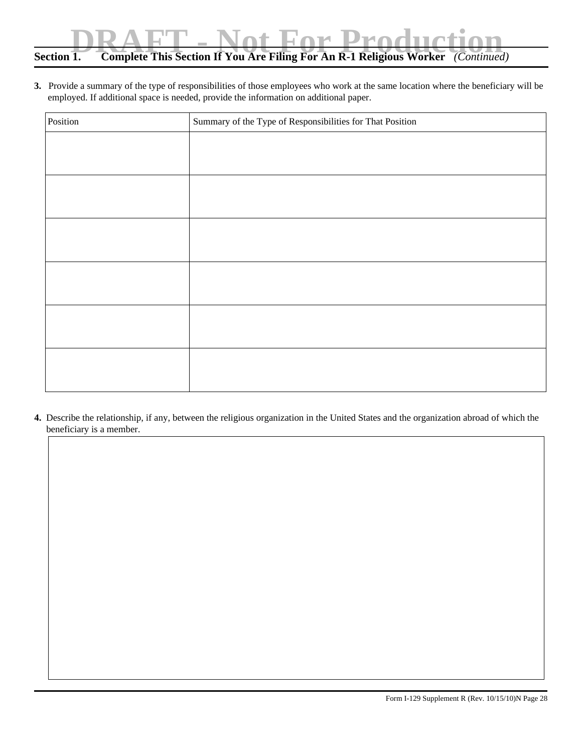DRAFT - Not For Production

## Section 1. Complete This Section If You Are Filing For An R-1 Religious Worker *(Continued)*

**3.** Provide a summary of the type of responsibilities of those employees who work at the same location where the beneficiary will be employed. If additional space is needed, provide the information on additional paper.

| Position | Summary of the Type of Responsibilities for That Position |
|---|---|
| | |
| | |
| | |
| | |
| | |
| | |

**4.** Describe the relationship, if any, between the religious organization in the United States and the organization abroad of which the beneficiary is a member.

Form I-129 Supplement R (Rev. 10/15/10)N Page 28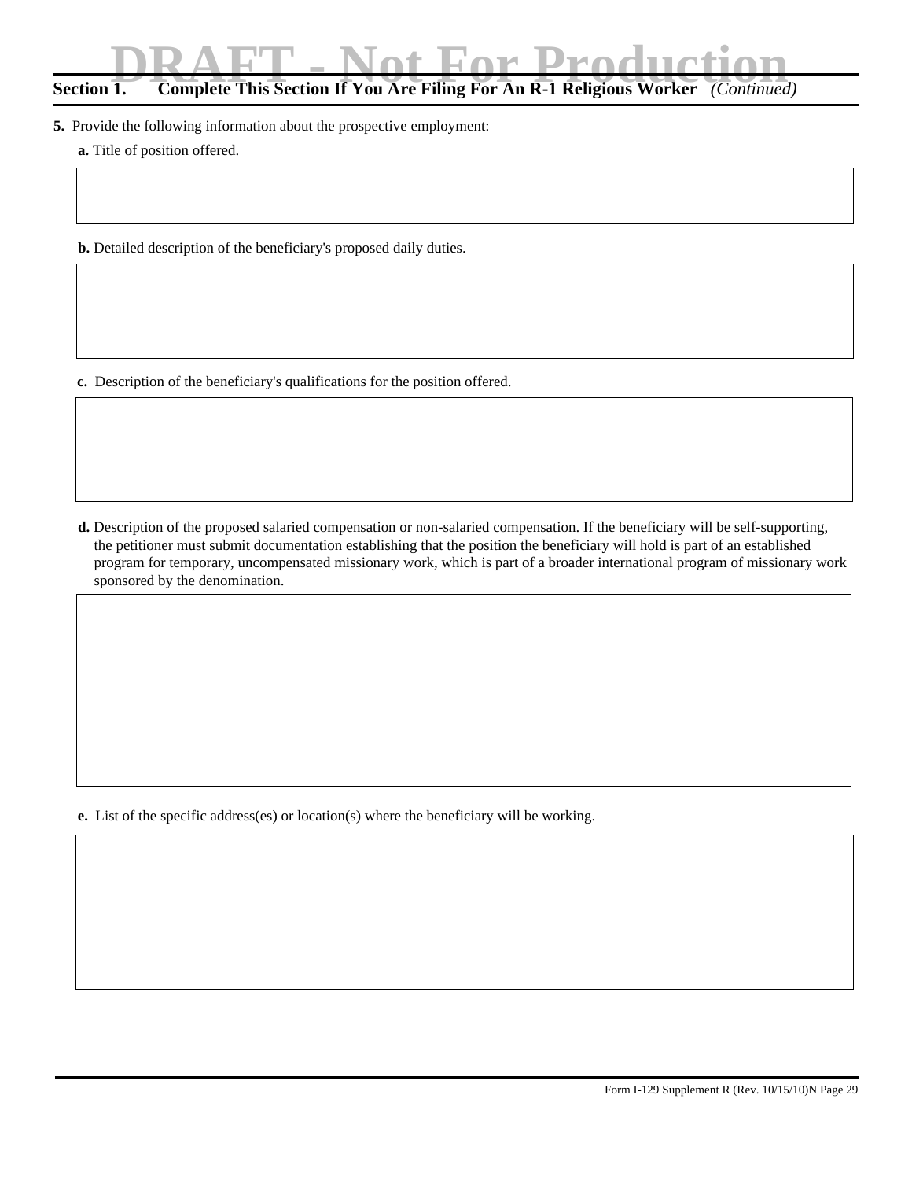DRAFT - Not For Production

## Section 1. Complete This Section If You Are Filing For An R-1 Religious Worker *(Continued)*

**5.** Provide the following information about the prospective employment:

**a.** Title of position offered.

**b.** Detailed description of the beneficiary's proposed daily duties.

**c.** Description of the beneficiary's qualifications for the position offered.

**d.** Description of the proposed salaried compensation or non-salaried compensation. If the beneficiary will be self-supporting, the petitioner must submit documentation establishing that the position the beneficiary will hold is part of an established program for temporary, uncompensated missionary work, which is part of a broader international program of missionary work sponsored by the denomination.

**e.** List of the specific address(es) or location(s) where the beneficiary will be working.

Form I-129 Supplement R (Rev. 10/15/10)N Page 29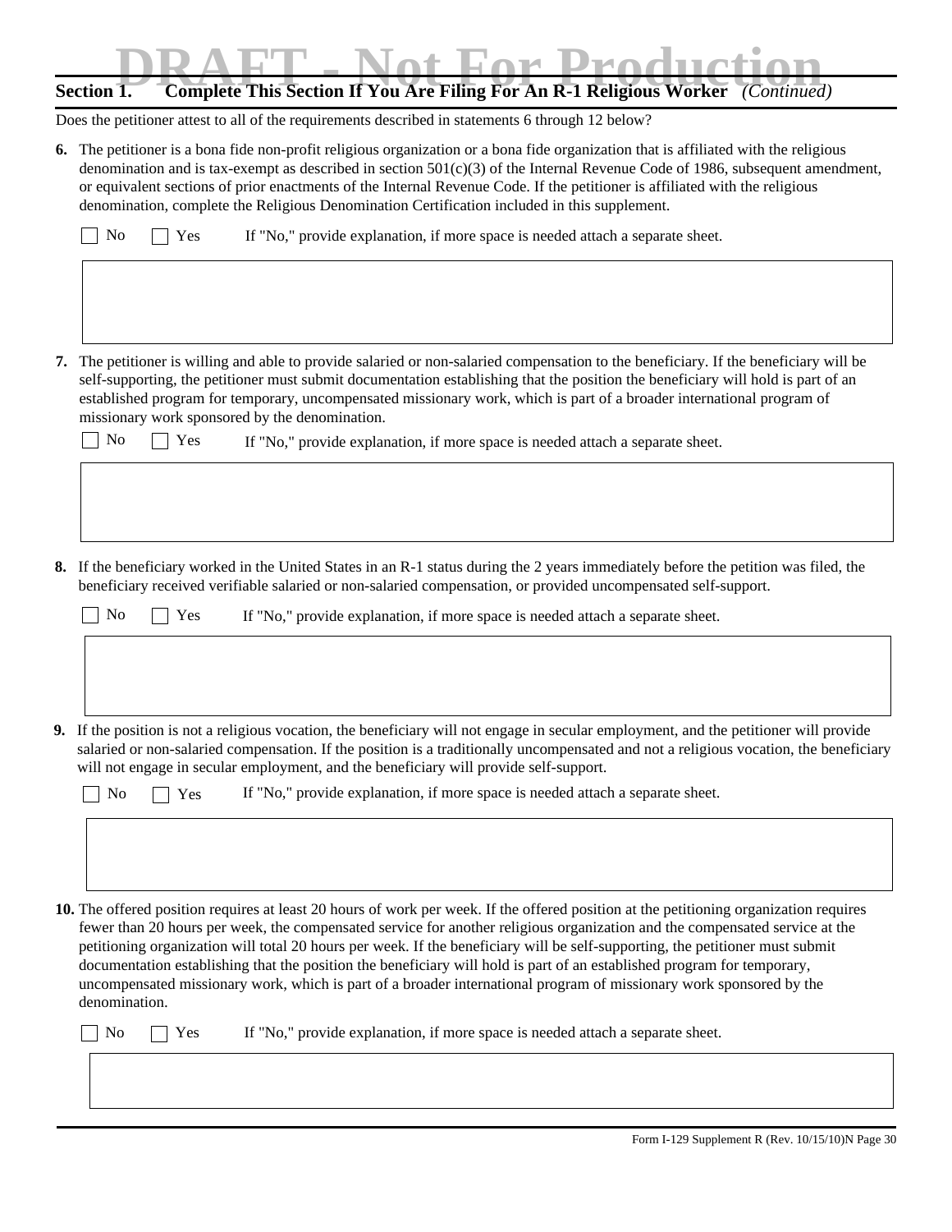DRAFT - Not For Production

## Section 1. Complete This Section If You Are Filing For An R-1 Religious Worker *(Continued)*

Does the petitioner attest to all of the requirements described in statements 6 through 12 below?

**6.** The petitioner is a bona fide non-profit religious organization or a bona fide organization that is affiliated with the religious denomination and is tax-exempt as described in section 501(c)(3) of the Internal Revenue Code of 1986, subsequent amendment, or equivalent sections of prior enactments of the Internal Revenue Code. If the petitioner is affiliated with the religious denomination, complete the Religious Denomination Certification included in this supplement.

☐ No ☐ Yes If "No," provide explanation, if more space is needed attach a separate sheet.

**7.** The petitioner is willing and able to provide salaried or non-salaried compensation to the beneficiary. If the beneficiary will be self-supporting, the petitioner must submit documentation establishing that the position the beneficiary will hold is part of an established program for temporary, uncompensated missionary work, which is part of a broader international program of missionary work sponsored by the denomination.

☐ No ☐ Yes If "No," provide explanation, if more space is needed attach a separate sheet.

**8.** If the beneficiary worked in the United States in an R-1 status during the 2 years immediately before the petition was filed, the beneficiary received verifiable salaried or non-salaried compensation, or provided uncompensated self-support.

☐ No ☐ Yes If "No," provide explanation, if more space is needed attach a separate sheet.

**9.** If the position is not a religious vocation, the beneficiary will not engage in secular employment, and the petitioner will provide salaried or non-salaried compensation. If the position is a traditionally uncompensated and not a religious vocation, the beneficiary will not engage in secular employment, and the beneficiary will provide self-support.

☐ No ☐ Yes If "No," provide explanation, if more space is needed attach a separate sheet.

**10.** The offered position requires at least 20 hours of work per week. If the offered position at the petitioning organization requires fewer than 20 hours per week, the compensated service for another religious organization and the compensated service at the petitioning organization will total 20 hours per week. If the beneficiary will be self-supporting, the petitioner must submit documentation establishing that the position the beneficiary will hold is part of an established program for temporary, uncompensated missionary work, which is part of a broader international program of missionary work sponsored by the denomination.

☐ No ☐ Yes If "No," provide explanation, if more space is needed attach a separate sheet.

Form I-129 Supplement R (Rev. 10/15/10)N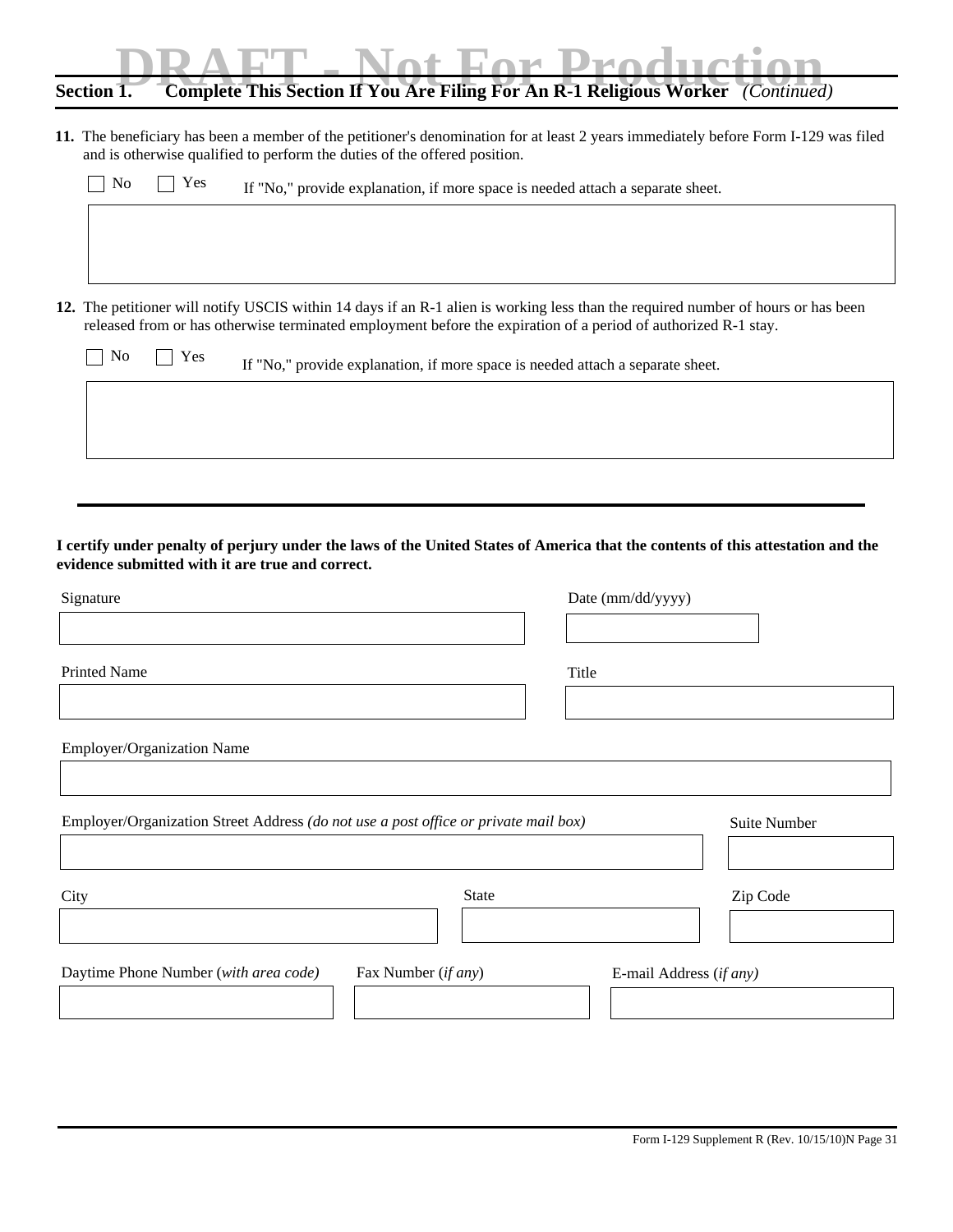DRAFT - Not For Production

## Section 1. Complete This Section If You Are Filing For An R-1 Religious Worker *(Continued)*

**11.** The beneficiary has been a member of the petitioner's denomination for at least 2 years immediately before Form I-129 was filed and is otherwise qualified to perform the duties of the offered position.

☐ No ☐ Yes If "No," provide explanation, if more space is needed attach a separate sheet.

**12.** The petitioner will notify USCIS within 14 days if an R-1 alien is working less than the required number of hours or has been released from or has otherwise terminated employment before the expiration of a period of authorized R-1 stay.

☐ No ☐ Yes If "No," provide explanation, if more space is needed attach a separate sheet.

---

**I certify under penalty of perjury under the laws of the United States of America that the contents of this attestation and the evidence submitted with it are true and correct.**

Signature

Date (mm/dd/yyyy)

Printed Name

Title

Employer/Organization Name

Employer/Organization Street Address *(do not use a post office or private mail box)*

Suite Number

City

State

Zip Code

Daytime Phone Number (*with area code*)

Fax Number (*if any*)

E-mail Address (*if any)*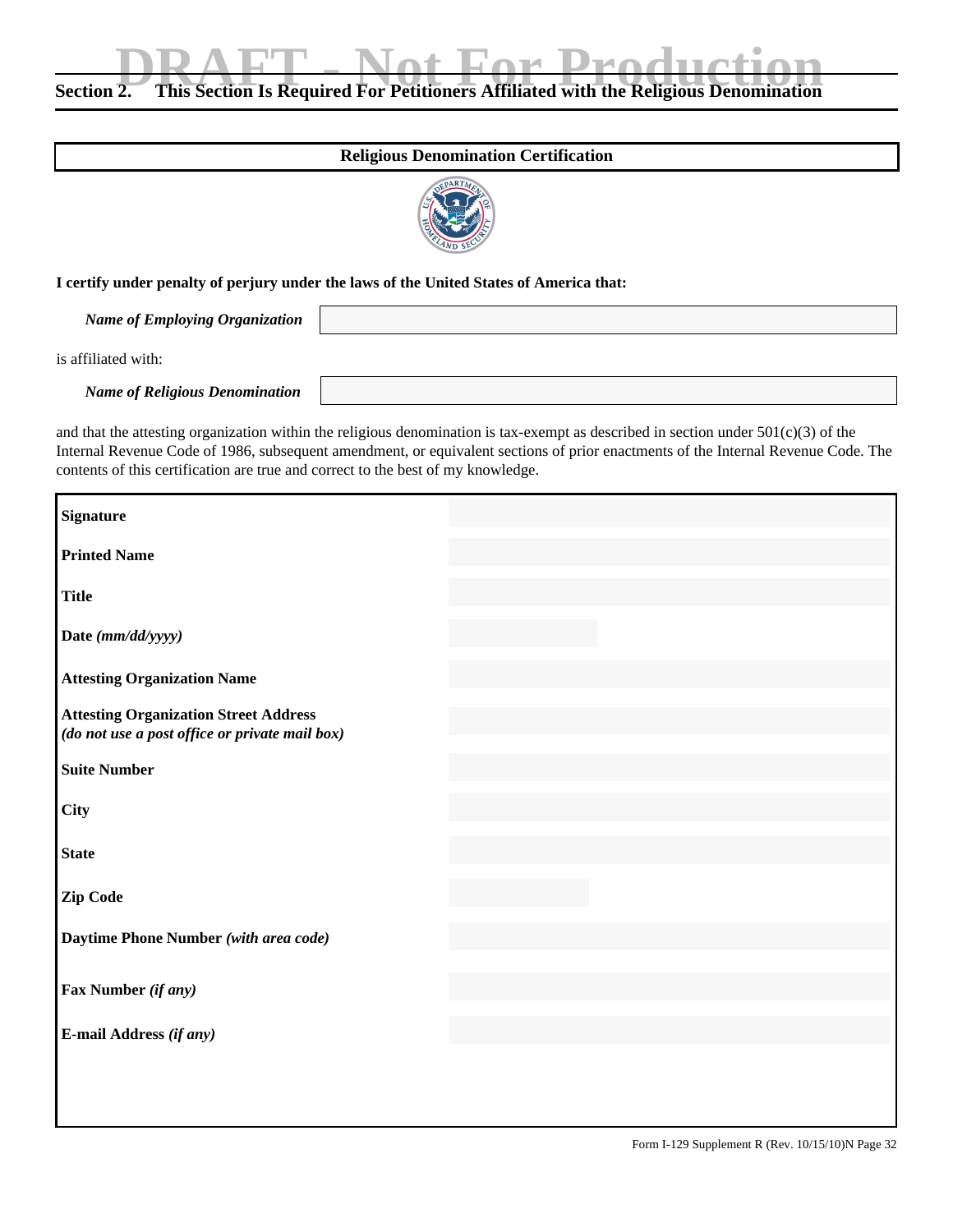DRAFT - Not For Production

## Section 2. This Section Is Required For Petitioners Affiliated with the Religious Denomination

### Religious Denomination Certification

**I certify under penalty of perjury under the laws of the United States of America that:**

| *Name of Employing Organization* | |
|---|---|

is affiliated with:

| *Name of Religious Denomination* | |
|---|---|

and that the attesting organization within the religious denomination is tax-exempt as described in section under 501(c)(3) of the Internal Revenue Code of 1986, subsequent amendment, or equivalent sections of prior enactments of the Internal Revenue Code. The contents of this certification are true and correct to the best of my knowledge.

| | |
|---|---|
| **Signature** | |
| **Printed Name** | |
| **Title** | |
| **Date** *(mm/dd/yyyy)* | |
| **Attesting Organization Name** | |
| **Attesting Organization Street Address** *(do not use a post office or private mail box)* | |
| **Suite Number** | |
| **City** | |
| **State** | |
| **Zip Code** | |
| **Daytime Phone Number** *(with area code)* | |
| **Fax Number** *(if any)* | |
| **E-mail Address** *(if any)* | |

Form I-129 Supplement R (Rev. 10/15/10)N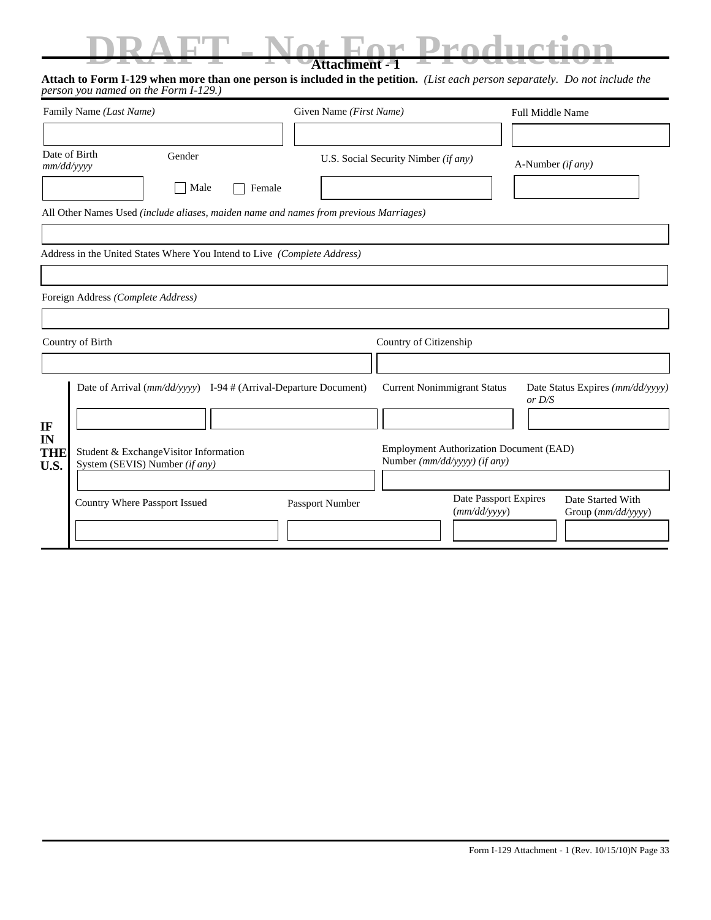DRAFT - Not For Production

# Attachment - 1

**Attach to Form I-129 when more than one person is included in the petition.** *(List each person separately. Do not include the person you named on the Form I-129.)*

Family Name *(Last Name)*

Given Name *(First Name)*

Full Middle Name

Date of Birth *mm/dd/yyyy*

Gender

☐ Male ☐ Female

U.S. Social Security Nimber *(if any)*

A-Number *(if any)*

All Other Names Used *(include aliases, maiden name and names from previous Marriages)*

Address in the United States Where You Intend to Live *(Complete Address)*

Foreign Address *(Complete Address)*

Country of Birth

Country of Citizenship

**IF IN THE U.S.**

Date of Arrival (*mm/dd/yyyy*)

I-94 # (Arrival-Departure Document)

Current Nonimmigrant Status

Date Status Expires *(mm/dd/yyyy) or D/S*

Student & ExchangeVisitor Information System (SEVIS) Number *(if any)*

Employment Authorization Document (EAD) Number *(mm/dd/yyyy) (if any)*

Country Where Passport Issued

Passport Number

Date Passport Expires (*mm/dd/yyyy*)

Date Started With Group (*mm/dd/yyyy*)

Form I-129 Attachment - 1 (Rev. 10/15/10)N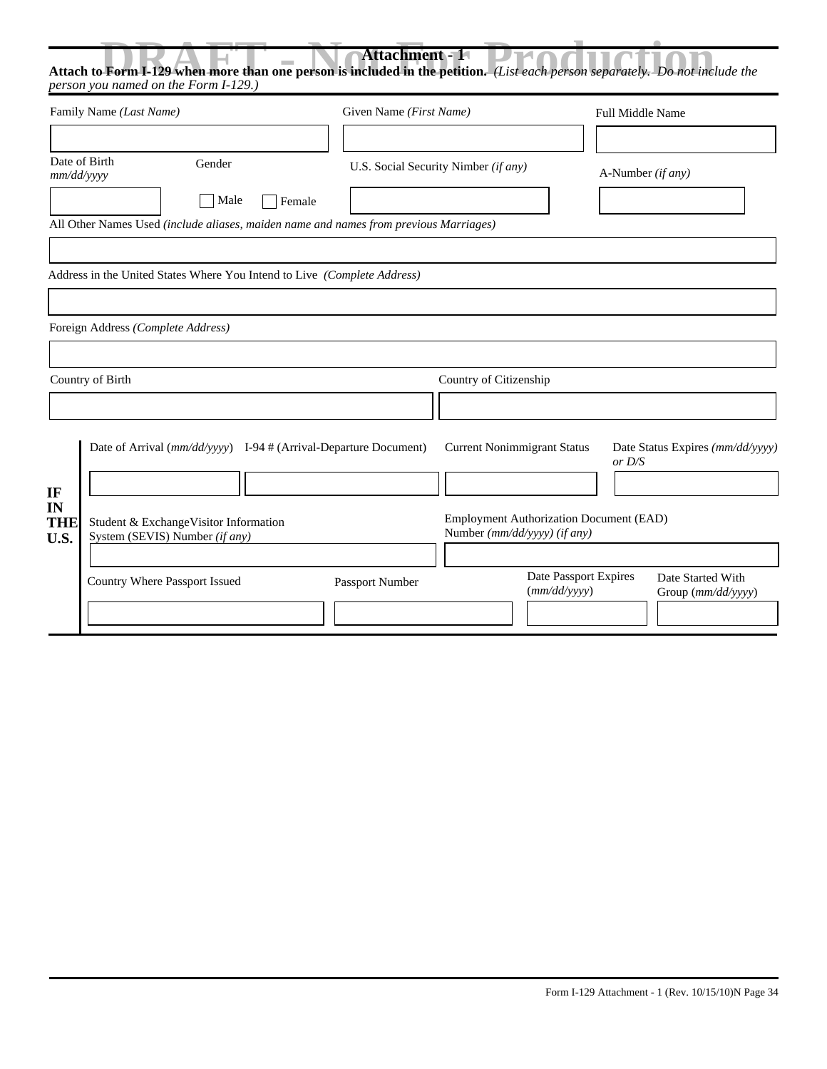DRAFT - Not For Production

## Attachment - 1

**Attach to Form I-129 when more than one person is included in the petition.** *(List each person separately. Do not include the person you named on the Form I-129.)*

Family Name *(Last Name)*

Given Name *(First Name)*

Full Middle Name

Date of Birth *mm/dd/yyyy*

Gender

☐ Male ☐ Female

U.S. Social Security Nimber *(if any)*

A-Number *(if any)*

All Other Names Used *(include aliases, maiden name and names from previous Marriages)*

Address in the United States Where You Intend to Live *(Complete Address)*

Foreign Address *(Complete Address)*

Country of Birth

Country of Citizenship

**IF IN THE U.S.**

Date of Arrival (*mm/dd/yyyy*)

I-94 # (Arrival-Departure Document)

Current Nonimmigrant Status

Date Status Expires *(mm/dd/yyyy) or D/S*

Student & ExchangeVisitor Information System (SEVIS) Number *(if any)*

Employment Authorization Document (EAD) Number *(mm/dd/yyyy) (if any)*

Country Where Passport Issued

Passport Number

Date Passport Expires (*mm/dd/yyyy*)

Date Started With Group (*mm/dd/yyyy*)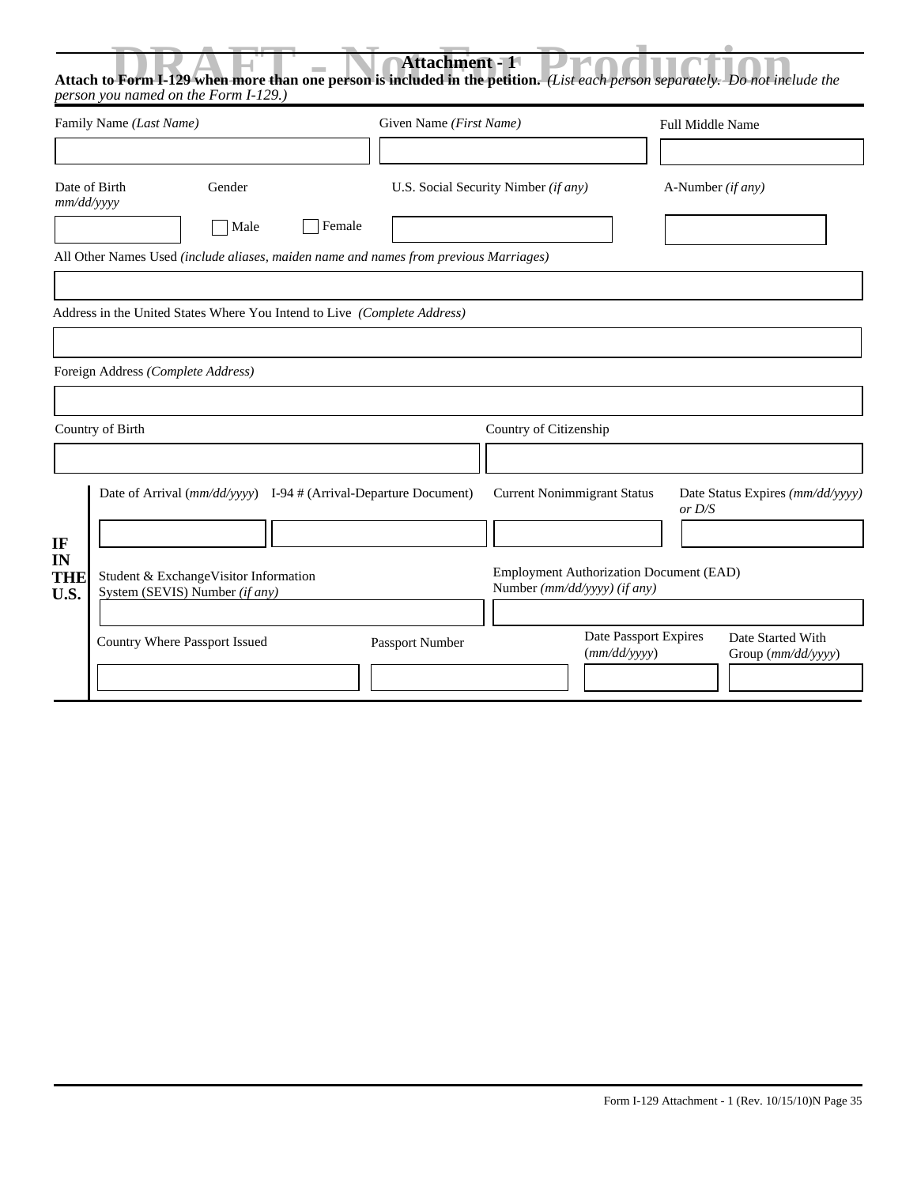DRAFT - Not For Production

# Attachment - 1

**Attach to Form I-129 when more than one person is included in the petition.** *(List each person separately. Do not include the person you named on the Form I-129.)*

Family Name *(Last Name)*

Given Name *(First Name)*

Full Middle Name

Date of Birth *mm/dd/yyyy*

Gender

☐ Male ☐ Female

U.S. Social Security Nimber *(if any)*

A-Number *(if any)*

All Other Names Used *(include aliases, maiden name and names from previous Marriages)*

Address in the United States Where You Intend to Live *(Complete Address)*

Foreign Address *(Complete Address)*

Country of Birth

Country of Citizenship

**IF IN THE U.S.**

Date of Arrival (*mm/dd/yyyy*)

I-94 # (Arrival-Departure Document)

Current Nonimmigrant Status

Date Status Expires *(mm/dd/yyyy) or D/S*

Student & ExchangeVisitor Information System (SEVIS) Number *(if any)*

Employment Authorization Document (EAD) Number *(mm/dd/yyyy) (if any)*

Country Where Passport Issued

Passport Number

Date Passport Expires (*mm/dd/yyyy*)

Date Started With Group (*mm/dd/yyyy*)

Form I-129 Attachment - 1 (Rev. 10/15/10)N